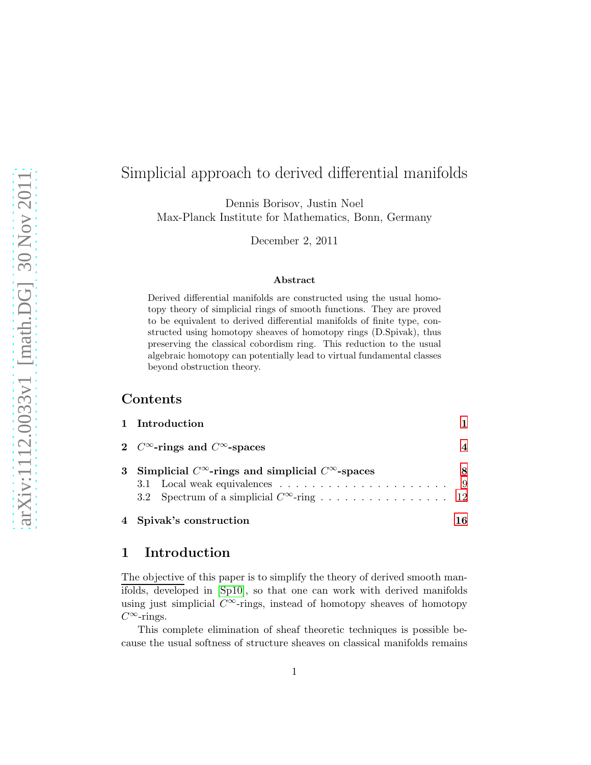# Simplicial approach to derived differential manifolds

Dennis Borisov, Justin Noel
Max-Planck Institute for Mathematics, Bonn, Germany

December 2, 2011

### Abstract

Derived differential manifolds are constructed using the usual homotopy theory of simplicial rings of smooth functions. They are proved to be equivalent to derived differential manifolds of finite type, constructed using homotopy sheaves of homotopy rings (D.Spivak), thus preserving the classical cobordism ring. This reduction to the usual algebraic homotopy can potentially lead to virtual fundamental classes beyond obstruction theory.

## Contents

1 Introduction 1

2 $C^\infty$-rings and $C^\infty$-spaces 4

3 Simplicial $C^\infty$-rings and simplicial $C^\infty$-spaces 8
- 3.1 Local weak equivalences 9
- 3.2 Spectrum of a simplicial $C^\infty$-ring 12

4 Spivak's construction 16

## 1 Introduction

The objective of this paper is to simplify the theory of derived smooth manifolds, developed in [Sp10], so that one can work with derived manifolds using just simplicial $C^\infty$-rings, instead of homotopy sheaves of homotopy $C^\infty$-rings.

This complete elimination of sheaf theoretic techniques is possible because the usual softness of structure sheaves on classical manifolds remains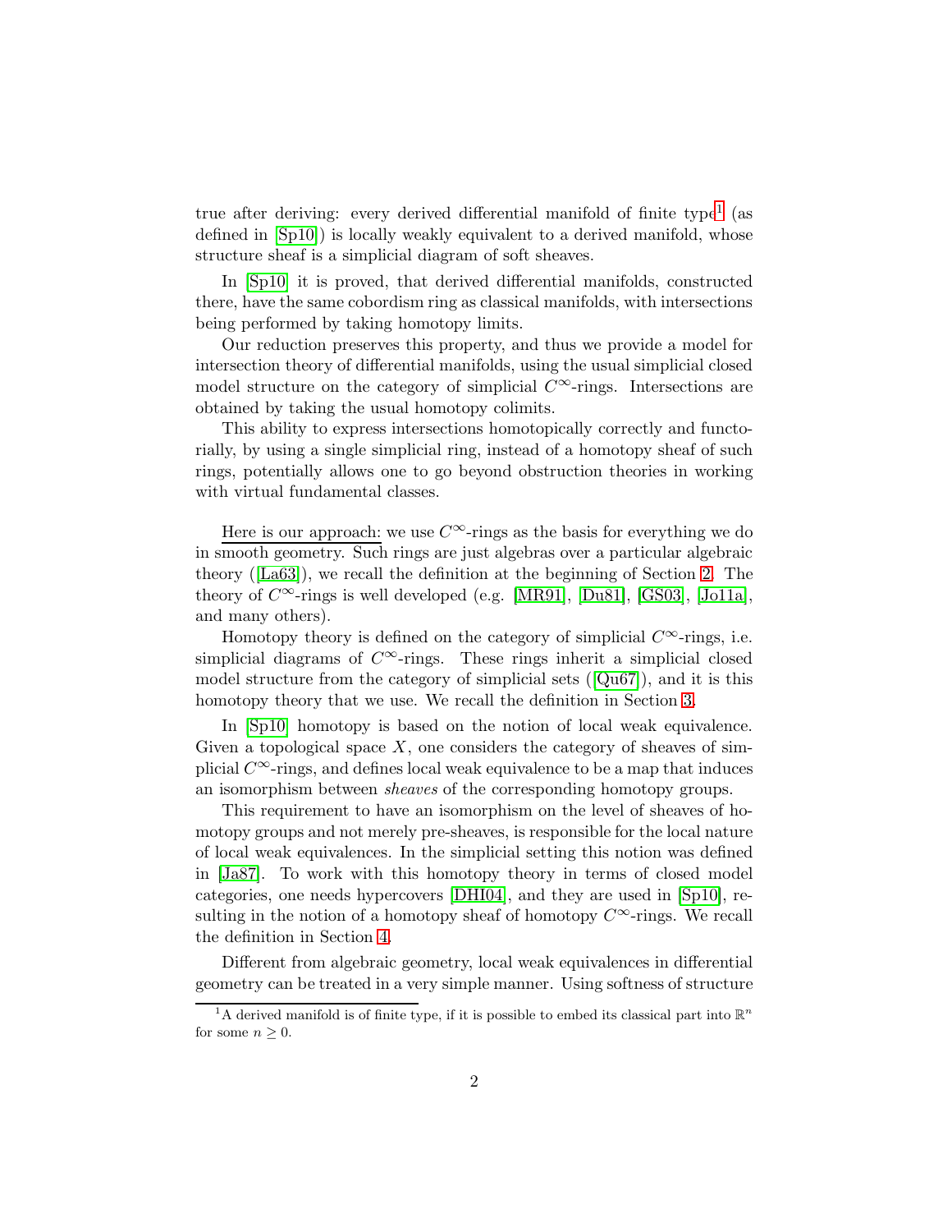true after deriving: every derived differential manifold of finite type[1] (as defined in [Sp10]) is locally weakly equivalent to a derived manifold, whose structure sheaf is a simplicial diagram of soft sheaves.

In [Sp10] it is proved, that derived differential manifolds, constructed there, have the same cobordism ring as classical manifolds, with intersections being performed by taking homotopy limits.

Our reduction preserves this property, and thus we provide a model for intersection theory of differential manifolds, using the usual simplicial closed model structure on the category of simplicial $C^\infty$-rings. Intersections are obtained by taking the usual homotopy colimits.

This ability to express intersections homotopically correctly and functorially, by using a single simplicial ring, instead of a homotopy sheaf of such rings, potentially allows one to go beyond obstruction theories in working with virtual fundamental classes.

Here is our approach: we use $C^\infty$-rings as the basis for everything we do in smooth geometry. Such rings are just algebras over a particular algebraic theory ([La63]), we recall the definition at the beginning of Section 2. The theory of $C^\infty$-rings is well developed (e.g. [MR91], [Du81], [GS03], [Jo11a], and many others).

Homotopy theory is defined on the category of simplicial $C^\infty$-rings, i.e. simplicial diagrams of $C^\infty$-rings. These rings inherit a simplicial closed model structure from the category of simplicial sets ([Qu67]), and it is this homotopy theory that we use. We recall the definition in Section 3.

In [Sp10] homotopy is based on the notion of local weak equivalence. Given a topological space $X$, one considers the category of sheaves of simplicial $C^\infty$-rings, and defines local weak equivalence to be a map that induces an isomorphism between *sheaves* of the corresponding homotopy groups.

This requirement to have an isomorphism on the level of sheaves of homotopy groups and not merely pre-sheaves, is responsible for the local nature of local weak equivalences. In the simplicial setting this notion was defined in [Ja87]. To work with this homotopy theory in terms of closed model categories, one needs hypercovers [DHI04], and they are used in [Sp10], resulting in the notion of a homotopy sheaf of homotopy $C^\infty$-rings. We recall the definition in Section 4.

Different from algebraic geometry, local weak equivalences in differential geometry can be treated in a very simple manner. Using softness of structure

[1] A derived manifold is of finite type, if it is possible to embed its classical part into $\mathbb{R}^n$ for some $n \geq 0$.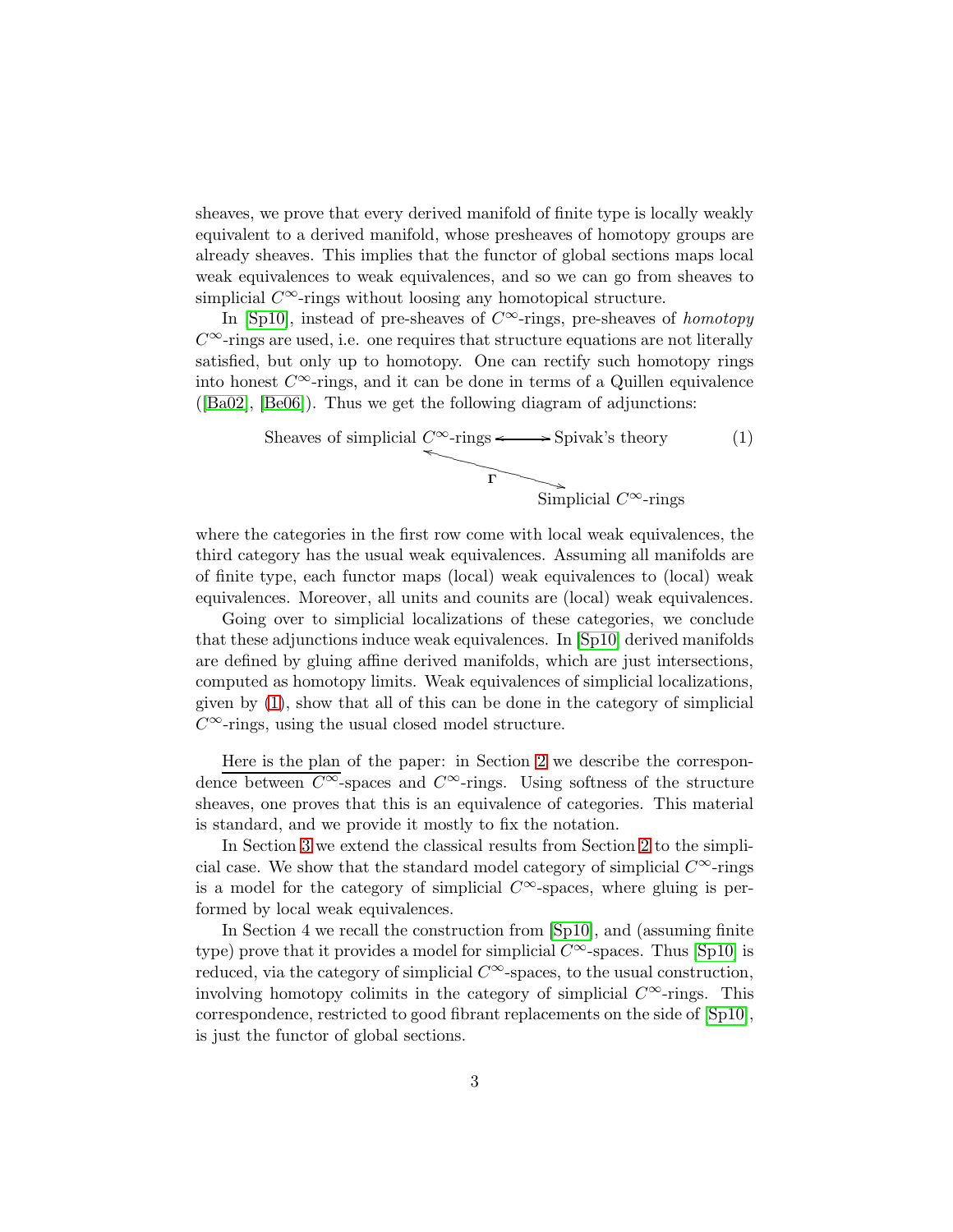sheaves, we prove that every derived manifold of finite type is locally weakly equivalent to a derived manifold, whose presheaves of homotopy groups are already sheaves. This implies that the functor of global sections maps local weak equivalences to weak equivalences, and so we can go from sheaves to simplicial $C^\infty$-rings without loosing any homotopical structure.

In [Sp10], instead of pre-sheaves of $C^\infty$-rings, pre-sheaves of *homotopy* $C^\infty$-rings are used, i.e. one requires that structure equations are not literally satisfied, but only up to homotopy. One can rectify such homotopy rings into honest $C^\infty$-rings, and it can be done in terms of a Quillen equivalence ([Ba02], [Be06]). Thus we get the following diagram of adjunctions:

$$\begin{array}{ccc} \text{Sheaves of simplicial } C^\infty\text{-rings} & \longleftrightarrow & \text{Spivak's theory} \\ & \overset{\Gamma}{\nwarrow\!\!\searrow} & \\ & & \text{Simplicial } C^\infty\text{-rings} \end{array} \tag{1}$$

where the categories in the first row come with local weak equivalences, the third category has the usual weak equivalences. Assuming all manifolds are of finite type, each functor maps (local) weak equivalences to (local) weak equivalences. Moreover, all units and counits are (local) weak equivalences.

Going over to simplicial localizations of these categories, we conclude that these adjunctions induce weak equivalences. In [Sp10] derived manifolds are defined by gluing affine derived manifolds, which are just intersections, computed as homotopy limits. Weak equivalences of simplicial localizations, given by (1), show that all of this can be done in the category of simplicial $C^\infty$-rings, using the usual closed model structure.

Here is the plan of the paper: in Section 2 we describe the correspondence between $C^\infty$-spaces and $C^\infty$-rings. Using softness of the structure sheaves, one proves that this is an equivalence of categories. This material is standard, and we provide it mostly to fix the notation.

In Section 3 we extend the classical results from Section 2 to the simplicial case. We show that the standard model category of simplicial $C^\infty$-rings is a model for the category of simplicial $C^\infty$-spaces, where gluing is performed by local weak equivalences.

In Section 4 we recall the construction from [Sp10], and (assuming finite type) prove that it provides a model for simplicial $C^\infty$-spaces. Thus [Sp10] is reduced, via the category of simplicial $C^\infty$-spaces, to the usual construction, involving homotopy colimits in the category of simplicial $C^\infty$-rings. This correspondence, restricted to good fibrant replacements on the side of [Sp10], is just the functor of global sections.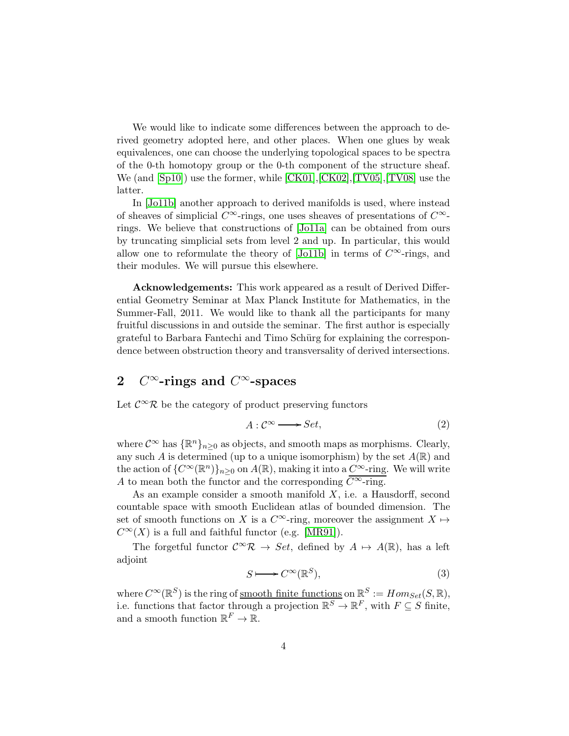We would like to indicate some differences between the approach to derived geometry adopted here, and other places. When one glues by weak equivalences, one can choose the underlying topological spaces to be spectra of the 0-th homotopy group or the 0-th component of the structure sheaf. We (and [Sp10]) use the former, while [CK01],[CK02],[TV05],[TV08] use the latter.

In [Jo11b] another approach to derived manifolds is used, where instead of sheaves of simplicial $C^\infty$-rings, one uses sheaves of presentations of $C^\infty$-rings. We believe that constructions of [Jo11a] can be obtained from ours by truncating simplicial sets from level 2 and up. In particular, this would allow one to reformulate the theory of [Jo11b] in terms of $C^\infty$-rings, and their modules. We will pursue this elsewhere.

**Acknowledgements:** This work appeared as a result of Derived Differential Geometry Seminar at Max Planck Institute for Mathematics, in the Summer-Fall, 2011. We would like to thank all the participants for many fruitful discussions in and outside the seminar. The first author is especially grateful to Barbara Fantechi and Timo Schürg for explaining the correspondence between obstruction theory and transversality of derived intersections.

## 2 $C^\infty$-rings and $C^\infty$-spaces

Let $\mathcal{C}^\infty\mathcal{R}$ be the category of product preserving functors

$$A : \mathcal{C}^\infty \longrightarrow Set, \tag{2}$$

where $\mathcal{C}^\infty$ has $\{\mathbb{R}^n\}_{n\geq 0}$ as objects, and smooth maps as morphisms. Clearly, any such $A$ is determined (up to a unique isomorphism) by the set $A(\mathbb{R})$ and the action of $\{C^\infty(\mathbb{R}^n)\}_{n\geq 0}$ on $A(\mathbb{R})$, making it into a <u>$C^\infty$-ring</u>. We will write $A$ to mean both the functor and the corresponding $C^\infty$-ring.

As an example consider a smooth manifold $X$, i.e. a Hausdorff, second countable space with smooth Euclidean atlas of bounded dimension. The set of smooth functions on $X$ is a $C^\infty$-ring, moreover the assignment $X \mapsto C^\infty(X)$ is a full and faithful functor (e.g. [MR91]).

The forgetful functor $\mathcal{C}^\infty\mathcal{R} \to Set$, defined by $A \mapsto A(\mathbb{R})$, has a left adjoint

$$S \longmapsto C^\infty(\mathbb{R}^S), \tag{3}$$

where $C^\infty(\mathbb{R}^S)$ is the ring of <u>smooth finite functions</u> on $\mathbb{R}^S := Hom_{Set}(S, \mathbb{R})$, i.e. functions that factor through a projection $\mathbb{R}^S \to \mathbb{R}^F$, with $F \subseteq S$ finite, and a smooth function $\mathbb{R}^F \to \mathbb{R}$.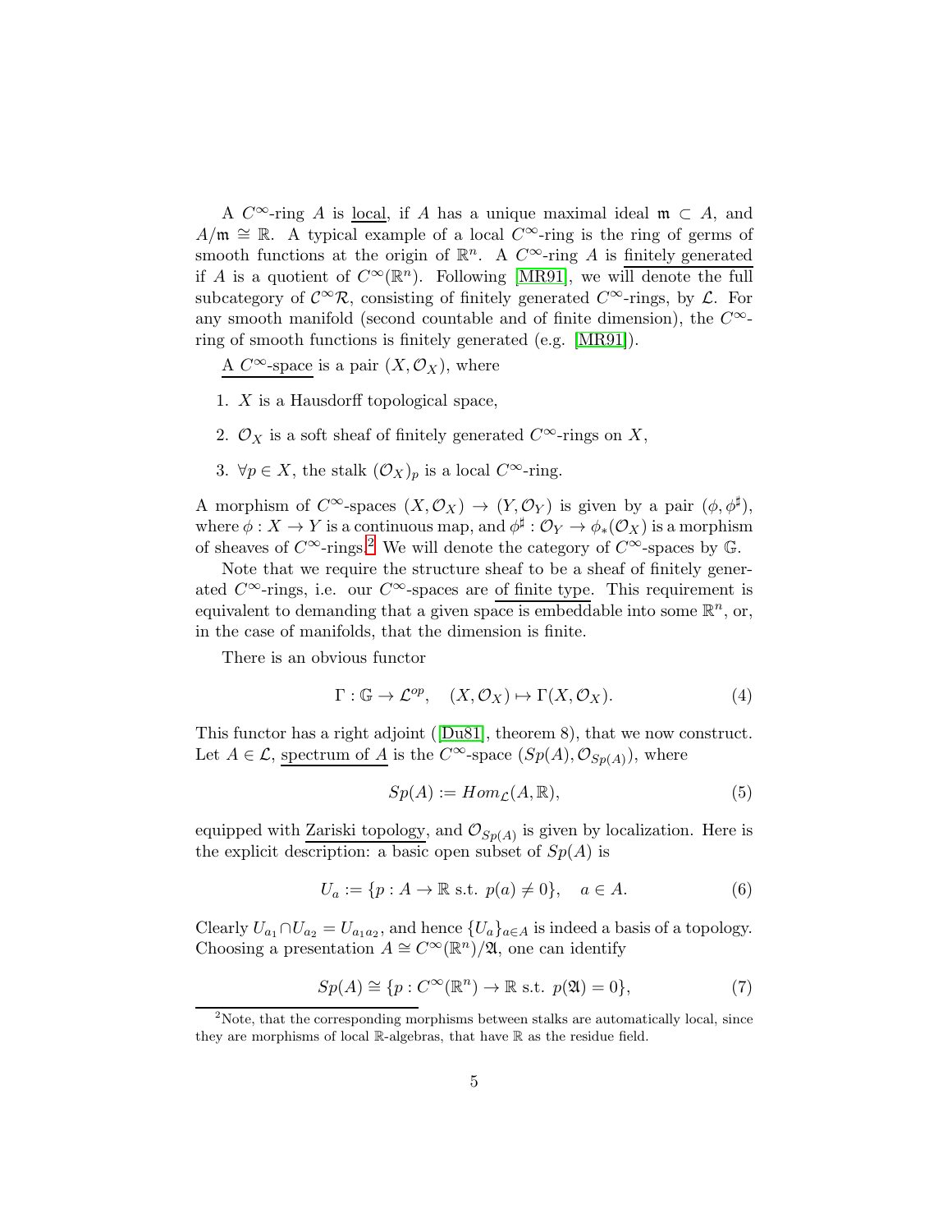A $C^\infty$-ring $A$ is local, if $A$ has a unique maximal ideal $\mathfrak{m} \subset A$, and $A/\mathfrak{m} \cong \mathbb{R}$. A typical example of a local $C^\infty$-ring is the ring of germs of smooth functions at the origin of $\mathbb{R}^n$. A $C^\infty$-ring $A$ is finitely generated if $A$ is a quotient of $C^\infty(\mathbb{R}^n)$. Following [MR91], we will denote the full subcategory of $\mathcal{C}^\infty\mathcal{R}$, consisting of finitely generated $C^\infty$-rings, by $\mathcal{L}$. For any smooth manifold (second countable and of finite dimension), the $C^\infty$-ring of smooth functions is finitely generated (e.g. [MR91]).

A $C^\infty$-space is a pair $(X, \mathcal{O}_X)$, where

1. $X$ is a Hausdorff topological space,
2. $\mathcal{O}_X$ is a soft sheaf of finitely generated $C^\infty$-rings on $X$,
3. $\forall p \in X$, the stalk $(\mathcal{O}_X)_p$ is a local $C^\infty$-ring.

A morphism of $C^\infty$-spaces $(X, \mathcal{O}_X) \to (Y, \mathcal{O}_Y)$ is given by a pair $(\phi, \phi^\sharp)$, where $\phi : X \to Y$ is a continuous map, and $\phi^\sharp : \mathcal{O}_Y \to \phi_*(\mathcal{O}_X)$ is a morphism of sheaves of $C^\infty$-rings.[2] We will denote the category of $C^\infty$-spaces by $\mathbb{G}$.

Note that we require the structure sheaf to be a sheaf of finitely generated $C^\infty$-rings, i.e. our $C^\infty$-spaces are of finite type. This requirement is equivalent to demanding that a given space is embeddable into some $\mathbb{R}^n$, or, in the case of manifolds, that the dimension is finite.

There is an obvious functor

$$\Gamma : \mathbb{G} \to \mathcal{L}^{op}, \quad (X, \mathcal{O}_X) \mapsto \Gamma(X, \mathcal{O}_X). \tag{4}$$

This functor has a right adjoint ([Du81], theorem 8), that we now construct. Let $A \in \mathcal{L}$, spectrum of $A$ is the $C^\infty$-space $(Sp(A), \mathcal{O}_{Sp(A)})$, where

$$Sp(A) := Hom_{\mathcal{L}}(A, \mathbb{R}), \tag{5}$$

equipped with Zariski topology, and $\mathcal{O}_{Sp(A)}$ is given by localization. Here is the explicit description: a basic open subset of $Sp(A)$ is

$$U_a := \{p : A \to \mathbb{R} \text{ s.t. } p(a) \neq 0\}, \quad a \in A. \tag{6}$$

Clearly $U_{a_1} \cap U_{a_2} = U_{a_1 a_2}$, and hence $\{U_a\}_{a \in A}$ is indeed a basis of a topology. Choosing a presentation $A \cong C^\infty(\mathbb{R}^n)/\mathfrak{A}$, one can identify

$$Sp(A) \cong \{p : C^\infty(\mathbb{R}^n) \to \mathbb{R} \text{ s.t. } p(\mathfrak{A}) = 0\}, \tag{7}$$

[2] Note, that the corresponding morphisms between stalks are automatically local, since they are morphisms of local $\mathbb{R}$-algebras, that have $\mathbb{R}$ as the residue field.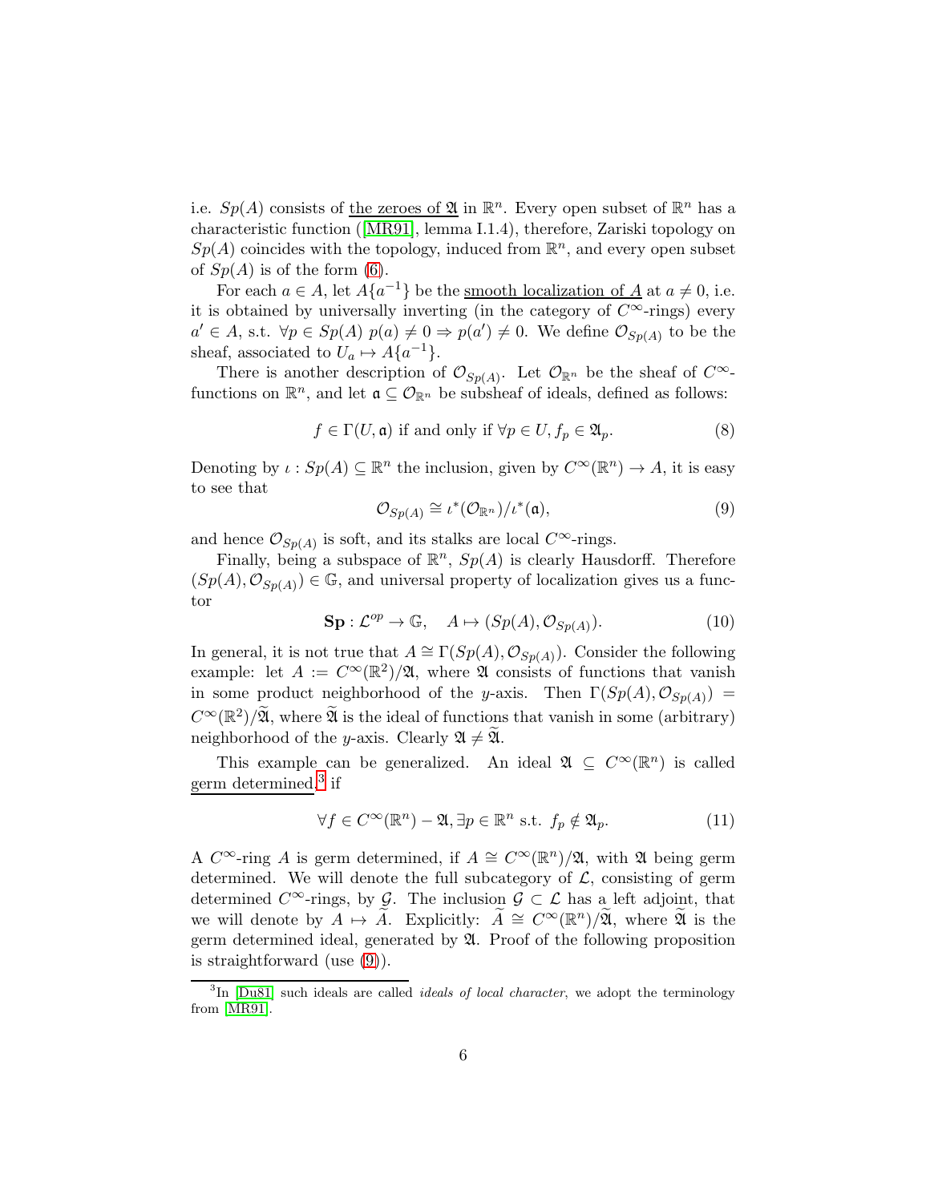i.e. $Sp(A)$ consists of the zeroes of $\mathfrak{A}$ in $\mathbb{R}^n$. Every open subset of $\mathbb{R}^n$ has a characteristic function ([MR91], lemma I.1.4), therefore, Zariski topology on $Sp(A)$ coincides with the topology, induced from $\mathbb{R}^n$, and every open subset of $Sp(A)$ is of the form (6).

For each $a \in A$, let $A\{a^{-1}\}$ be the smooth localization of $A$ at $a \neq 0$, i.e. it is obtained by universally inverting (in the category of $C^\infty$-rings) every $a' \in A$, s.t. $\forall p \in Sp(A)$ $p(a) \neq 0 \Rightarrow p(a') \neq 0$. We define $\mathcal{O}_{Sp(A)}$ to be the sheaf, associated to $U_a \mapsto A\{a^{-1}\}$.

There is another description of $\mathcal{O}_{Sp(A)}$. Let $\mathcal{O}_{\mathbb{R}^n}$ be the sheaf of $C^\infty$-functions on $\mathbb{R}^n$, and let $\mathfrak{a} \subseteq \mathcal{O}_{\mathbb{R}^n}$ be subsheaf of ideals, defined as follows:

$$f \in \Gamma(U, \mathfrak{a}) \text{ if and only if } \forall p \in U, f_p \in \mathfrak{A}_p. \tag{8}$$

Denoting by $\iota : Sp(A) \subseteq \mathbb{R}^n$ the inclusion, given by $C^\infty(\mathbb{R}^n) \to A$, it is easy to see that

$$\mathcal{O}_{Sp(A)} \cong \iota^*(\mathcal{O}_{\mathbb{R}^n})/\iota^*(\mathfrak{a}), \tag{9}$$

and hence $\mathcal{O}_{Sp(A)}$ is soft, and its stalks are local $C^\infty$-rings.

Finally, being a subspace of $\mathbb{R}^n$, $Sp(A)$ is clearly Hausdorff. Therefore $(Sp(A), \mathcal{O}_{Sp(A)}) \in \mathbb{G}$, and universal property of localization gives us a functor

$$\mathbf{Sp} : \mathcal{L}^{op} \to \mathbb{G}, \quad A \mapsto (Sp(A), \mathcal{O}_{Sp(A)}). \tag{10}$$

In general, it is not true that $A \cong \Gamma(Sp(A), \mathcal{O}_{Sp(A)})$. Consider the following example: let $A := C^\infty(\mathbb{R}^2)/\mathfrak{A}$, where $\mathfrak{A}$ consists of functions that vanish in some product neighborhood of the $y$-axis. Then $\Gamma(Sp(A), \mathcal{O}_{Sp(A)}) = C^\infty(\mathbb{R}^2)/\widetilde{\mathfrak{A}}$, where $\widetilde{\mathfrak{A}}$ is the ideal of functions that vanish in some (arbitrary) neighborhood of the $y$-axis. Clearly $\mathfrak{A} \neq \widetilde{\mathfrak{A}}$.

This example can be generalized. An ideal $\mathfrak{A} \subseteq C^\infty(\mathbb{R}^n)$ is called germ determined,[3] if

$$\forall f \in C^\infty(\mathbb{R}^n) - \mathfrak{A}, \exists p \in \mathbb{R}^n \text{ s.t. } f_p \notin \mathfrak{A}_p. \tag{11}$$

A $C^\infty$-ring $A$ is germ determined, if $A \cong C^\infty(\mathbb{R}^n)/\mathfrak{A}$, with $\mathfrak{A}$ being germ determined. We will denote the full subcategory of $\mathcal{L}$, consisting of germ determined $C^\infty$-rings, by $\mathcal{G}$. The inclusion $\mathcal{G} \subset \mathcal{L}$ has a left adjoint, that we will denote by $A \mapsto \widetilde{A}$. Explicitly: $\widetilde{A} \cong C^\infty(\mathbb{R}^n)/\widetilde{\mathfrak{A}}$, where $\widetilde{\mathfrak{A}}$ is the germ determined ideal, generated by $\mathfrak{A}$. Proof of the following proposition is straightforward (use (9)).

[3] In [Du81] such ideals are called *ideals of local character*, we adopt the terminology from [MR91].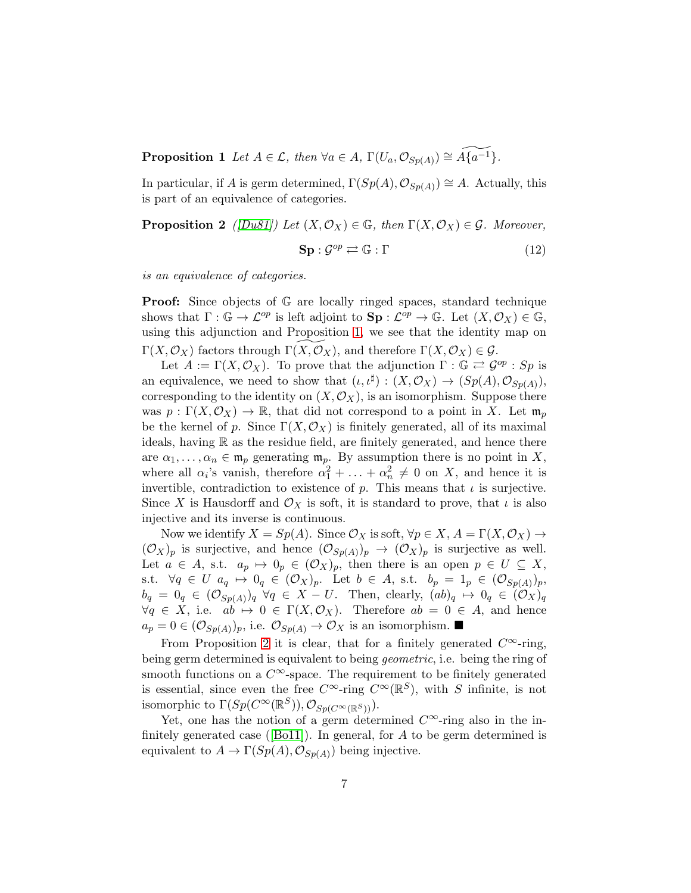**Proposition 1** *Let $A \in \mathcal{L}$, then $\forall a \in A$, $\Gamma(U_a, \mathcal{O}_{Sp(A)}) \cong \widetilde{A\{a^{-1}\}}$.*

In particular, if $A$ is germ determined, $\Gamma(Sp(A), \mathcal{O}_{Sp(A)}) \cong A$. Actually, this is part of an equivalence of categories.

**Proposition 2** *([Du81]) Let $(X, \mathcal{O}_X) \in \mathbb{G}$, then $\Gamma(X, \mathcal{O}_X) \in \mathcal{G}$. Moreover,*

$$\mathbf{Sp} : \mathcal{G}^{op} \rightleftarrows \mathbb{G} : \Gamma \tag{12}$$

*is an equivalence of categories.*

**Proof:** Since objects of $\mathbb{G}$ are locally ringed spaces, standard technique shows that $\Gamma : \mathbb{G} \to \mathcal{L}^{op}$ is left adjoint to $\mathbf{Sp} : \mathcal{L}^{op} \to \mathbb{G}$. Let $(X, \mathcal{O}_X) \in \mathbb{G}$, using this adjunction and Proposition 1, we see that the identity map on $\Gamma(X, \mathcal{O}_X)$ factors through $\widetilde{\Gamma(X, \mathcal{O}_X)}$, and therefore $\Gamma(X, \mathcal{O}_X) \in \mathcal{G}$.

Let $A := \Gamma(X, \mathcal{O}_X)$. To prove that the adjunction $\Gamma : \mathbb{G} \rightleftarrows \mathcal{G}^{op} : Sp$ is an equivalence, we need to show that $(\iota, \iota^\sharp) : (X, \mathcal{O}_X) \to (Sp(A), \mathcal{O}_{Sp(A)})$, corresponding to the identity on $(X, \mathcal{O}_X)$, is an isomorphism. Suppose there was $p : \Gamma(X, \mathcal{O}_X) \to \mathbb{R}$, that did not correspond to a point in $X$. Let $\mathfrak{m}_p$ be the kernel of $p$. Since $\Gamma(X, \mathcal{O}_X)$ is finitely generated, all of its maximal ideals, having $\mathbb{R}$ as the residue field, are finitely generated, and hence there are $\alpha_1, \ldots, \alpha_n \in \mathfrak{m}_p$ generating $\mathfrak{m}_p$. By assumption there is no point in $X$, where all $\alpha_i$'s vanish, therefore $\alpha_1^2 + \ldots + \alpha_n^2 \neq 0$ on $X$, and hence it is invertible, contradiction to existence of $p$. This means that $\iota$ is surjective. Since $X$ is Hausdorff and $\mathcal{O}_X$ is soft, it is standard to prove, that $\iota$ is also injective and its inverse is continuous.

Now we identify $X = Sp(A)$. Since $\mathcal{O}_X$ is soft, $\forall p \in X$, $A = \Gamma(X, \mathcal{O}_X) \to (\mathcal{O}_X)_p$ is surjective, and hence $(\mathcal{O}_{Sp(A)})_p \to (\mathcal{O}_X)_p$ is surjective as well. Let $a \in A$, s.t. $a_p \mapsto 0_p \in (\mathcal{O}_X)_p$, then there is an open $p \in U \subseteq X$, s.t. $\forall q \in U$ $a_q \mapsto 0_q \in (\mathcal{O}_X)_p$. Let $b \in A$, s.t. $b_p = 1_p \in (\mathcal{O}_{Sp(A)})_p$, $b_q = 0_q \in (\mathcal{O}_{Sp(A)})_q$ $\forall q \in X - U$. Then, clearly, $(ab)_q \mapsto 0_q \in (\mathcal{O}_X)_q$ $\forall q \in X$, i.e. $ab \mapsto 0 \in \Gamma(X, \mathcal{O}_X)$. Therefore $ab = 0 \in A$, and hence $a_p = 0 \in (\mathcal{O}_{Sp(A)})_p$, i.e. $\mathcal{O}_{Sp(A)} \to \mathcal{O}_X$ is an isomorphism. ■

From Proposition 2 it is clear, that for a finitely generated $C^\infty$-ring, being germ determined is equivalent to being *geometric*, i.e. being the ring of smooth functions on a $C^\infty$-space. The requirement to be finitely generated is essential, since even the free $C^\infty$-ring $C^\infty(\mathbb{R}^S)$, with $S$ infinite, is not isomorphic to $\Gamma(Sp(C^\infty(\mathbb{R}^S)), \mathcal{O}_{Sp(C^\infty(\mathbb{R}^S))})$.

Yet, one has the notion of a germ determined $C^\infty$-ring also in the infinitely generated case ([Bo11]). In general, for $A$ to be germ determined is equivalent to $A \to \Gamma(Sp(A), \mathcal{O}_{Sp(A)})$ being injective.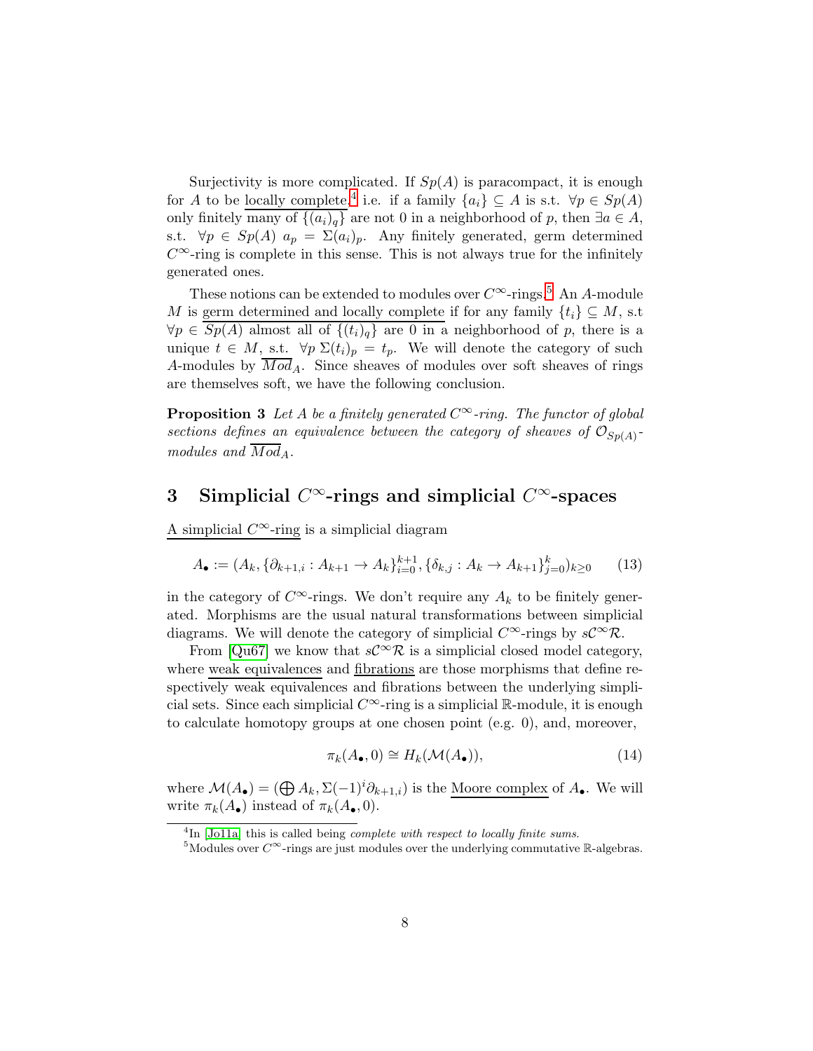Surjectivity is more complicated. If $Sp(A)$ is paracompact, it is enough for $A$ to be locally complete,[4] i.e. if a family $\{a_i\} \subseteq A$ is s.t. $\forall p \in Sp(A)$ only finitely many of $\{(a_i)_q\}$ are not 0 in a neighborhood of $p$, then $\exists a \in A$, s.t. $\forall p \in Sp(A)$ $a_p = \Sigma(a_i)_p$. Any finitely generated, germ determined $C^\infty$-ring is complete in this sense. This is not always true for the infinitely generated ones.

These notions can be extended to modules over $C^\infty$-rings.[5] An $A$-module $M$ is germ determined and locally complete if for any family $\{t_i\} \subseteq M$, s.t $\forall p \in Sp(A)$ almost all of $\{(t_i)_q\}$ are 0 in a neighborhood of $p$, there is a unique $t \in M$, s.t. $\forall p$ $\Sigma(t_i)_p = t_p$. We will denote the category of such $A$-modules by $\overline{Mod}_A$. Since sheaves of modules over soft sheaves of rings are themselves soft, we have the following conclusion.

**Proposition 3** *Let $A$ be a finitely generated $C^\infty$-ring. The functor of global sections defines an equivalence between the category of sheaves of $\mathcal{O}_{Sp(A)}$-modules and $\overline{Mod}_A$.*

# 3 Simplicial $C^\infty$-rings and simplicial $C^\infty$-spaces

A simplicial $C^\infty$-ring is a simplicial diagram

$$A_\bullet := (A_k, \{\partial_{k+1,i} : A_{k+1} \to A_k\}_{i=0}^{k+1}, \{\delta_{k,j} : A_k \to A_{k+1}\}_{j=0}^{k})_{k\geq 0} \tag{13}$$

in the category of $C^\infty$-rings. We don't require any $A_k$ to be finitely generated. Morphisms are the usual natural transformations between simplicial diagrams. We will denote the category of simplicial $C^\infty$-rings by $s\mathcal{C}^\infty\mathcal{R}$.

From [Qu67] we know that $s\mathcal{C}^\infty\mathcal{R}$ is a simplicial closed model category, where weak equivalences and fibrations are those morphisms that define respectively weak equivalences and fibrations between the underlying simplicial sets. Since each simplicial $C^\infty$-ring is a simplicial $\mathbb{R}$-module, it is enough to calculate homotopy groups at one chosen point (e.g. 0), and, moreover,

$$\pi_k(A_\bullet, 0) \cong H_k(\mathcal{M}(A_\bullet)), \tag{14}$$

where $\mathcal{M}(A_\bullet) = (\bigoplus A_k, \Sigma(-1)^i \partial_{k+1,i})$ is the Moore complex of $A_\bullet$. We will write $\pi_k(A_\bullet)$ instead of $\pi_k(A_\bullet, 0)$.

[4] In [Jo11a] this is called being *complete with respect to locally finite sums.*

[5] Modules over $C^\infty$-rings are just modules over the underlying commutative $\mathbb{R}$-algebras.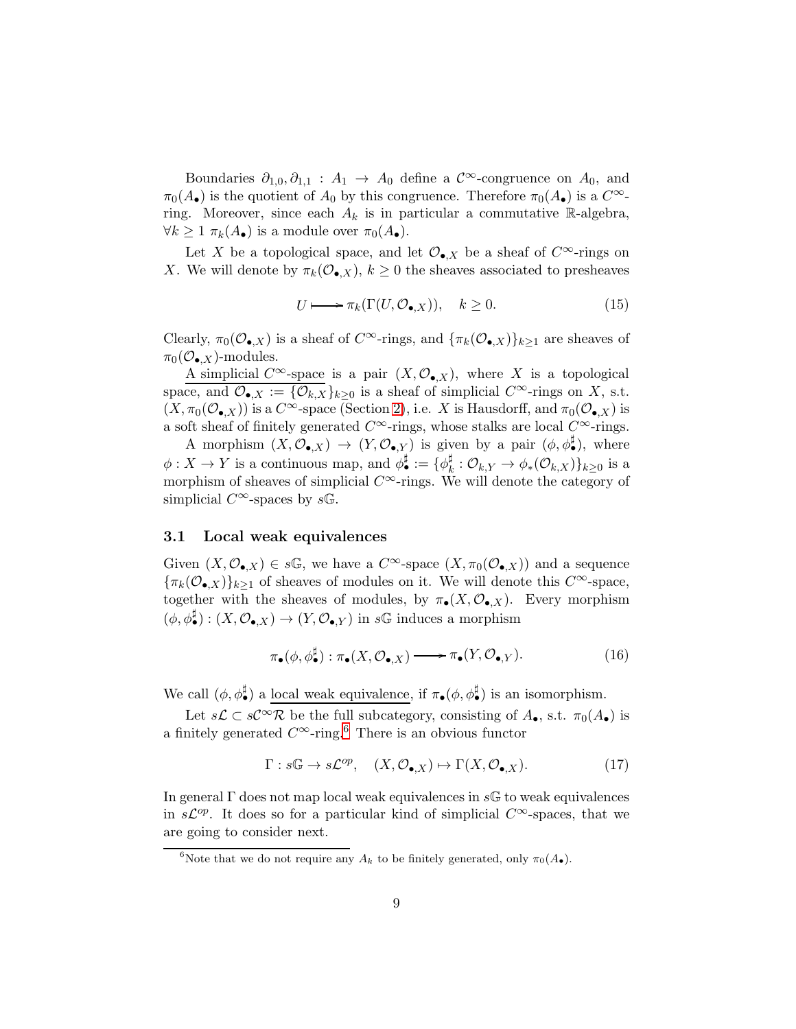Boundaries $\partial_{1,0}, \partial_{1,1} : A_1 \to A_0$ define a $\mathcal{C}^\infty$-congruence on $A_0$, and $\pi_0(A_\bullet)$ is the quotient of $A_0$ by this congruence. Therefore $\pi_0(A_\bullet)$ is a $C^\infty$-ring. Moreover, since each $A_k$ is in particular a commutative $\mathbb{R}$-algebra, $\forall k \geq 1$ $\pi_k(A_\bullet)$ is a module over $\pi_0(A_\bullet)$.

Let $X$ be a topological space, and let $\mathcal{O}_{\bullet,X}$ be a sheaf of $C^\infty$-rings on $X$. We will denote by $\pi_k(\mathcal{O}_{\bullet,X})$, $k \geq 0$ the sheaves associated to presheaves

$$U \longmapsto \pi_k(\Gamma(U, \mathcal{O}_{\bullet,X})), \quad k \geq 0. \tag{15}$$

Clearly, $\pi_0(\mathcal{O}_{\bullet,X})$ is a sheaf of $C^\infty$-rings, and $\{\pi_k(\mathcal{O}_{\bullet,X})\}_{k\geq 1}$ are sheaves of $\pi_0(\mathcal{O}_{\bullet,X})$-modules.

<u>A simplicial $C^\infty$-space</u> is a pair $(X, \mathcal{O}_{\bullet,X})$, where $X$ is a topological space, and $\mathcal{O}_{\bullet,X} := \{\mathcal{O}_{k,X}\}_{k\geq 0}$ is a sheaf of simplicial $C^\infty$-rings on $X$, s.t. $(X, \pi_0(\mathcal{O}_{\bullet,X}))$ is a $C^\infty$-space (Section 2), i.e. $X$ is Hausdorff, and $\pi_0(\mathcal{O}_{\bullet,X})$ is a soft sheaf of finitely generated $C^\infty$-rings, whose stalks are local $C^\infty$-rings.

A morphism $(X, \mathcal{O}_{\bullet,X}) \to (Y, \mathcal{O}_{\bullet,Y})$ is given by a pair $(\phi, \phi^\sharp_\bullet)$, where $\phi : X \to Y$ is a continuous map, and $\phi^\sharp_\bullet := \{\phi^\sharp_k : \mathcal{O}_{k,Y} \to \phi_*(\mathcal{O}_{k,X})\}_{k\geq 0}$ is a morphism of sheaves of simplicial $C^\infty$-rings. We will denote the category of simplicial $C^\infty$-spaces by $s\mathbb{G}$.

### 3.1 Local weak equivalences

Given $(X, \mathcal{O}_{\bullet,X}) \in s\mathbb{G}$, we have a $C^\infty$-space $(X, \pi_0(\mathcal{O}_{\bullet,X}))$ and a sequence $\{\pi_k(\mathcal{O}_{\bullet,X})\}_{k\geq 1}$ of sheaves of modules on it. We will denote this $C^\infty$-space, together with the sheaves of modules, by $\pi_\bullet(X, \mathcal{O}_{\bullet,X})$. Every morphism $(\phi, \phi^\sharp_\bullet) : (X, \mathcal{O}_{\bullet,X}) \to (Y, \mathcal{O}_{\bullet,Y})$ in $s\mathbb{G}$ induces a morphism

$$\pi_\bullet(\phi, \phi^\sharp_\bullet) : \pi_\bullet(X, \mathcal{O}_{\bullet,X}) \longrightarrow \pi_\bullet(Y, \mathcal{O}_{\bullet,Y}). \tag{16}$$

We call $(\phi, \phi^\sharp_\bullet)$ a <u>local weak equivalence</u>, if $\pi_\bullet(\phi, \phi^\sharp_\bullet)$ is an isomorphism.

Let $s\mathcal{L} \subset s\mathcal{C}^\infty\mathcal{R}$ be the full subcategory, consisting of $A_\bullet$, s.t. $\pi_0(A_\bullet)$ is a finitely generated $C^\infty$-ring.[6] There is an obvious functor

$$\Gamma : s\mathbb{G} \to s\mathcal{L}^{op}, \quad (X, \mathcal{O}_{\bullet,X}) \mapsto \Gamma(X, \mathcal{O}_{\bullet,X}). \tag{17}$$

In general $\Gamma$ does not map local weak equivalences in $s\mathbb{G}$ to weak equivalences in $s\mathcal{L}^{op}$. It does so for a particular kind of simplicial $C^\infty$-spaces, that we are going to consider next.

[6] Note that we do not require any $A_k$ to be finitely generated, only $\pi_0(A_\bullet)$.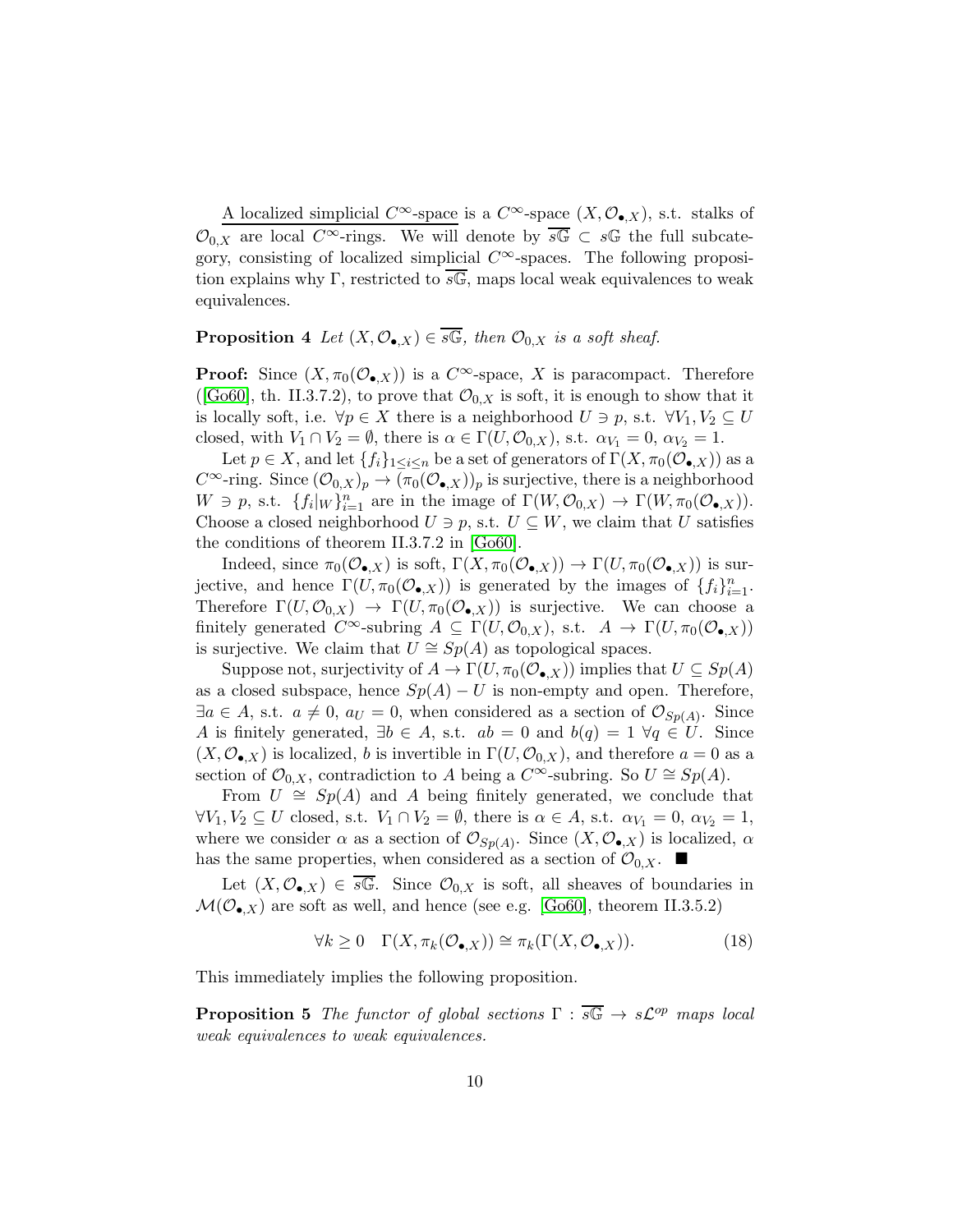A localized simplicial $C^\infty$-space is a $C^\infty$-space $(X, \mathcal{O}_{\bullet,X})$, s.t. stalks of $\mathcal{O}_{0,X}$ are local $C^\infty$-rings. We will denote by $\overline{s\mathbb{G}} \subset s\mathbb{G}$ the full subcategory, consisting of localized simplicial $C^\infty$-spaces. The following proposition explains why $\Gamma$, restricted to $\overline{s\mathbb{G}}$, maps local weak equivalences to weak equivalences.

**Proposition 4** *Let $(X, \mathcal{O}_{\bullet,X}) \in \overline{s\mathbb{G}}$, then $\mathcal{O}_{0,X}$ is a soft sheaf.*

**Proof:** Since $(X, \pi_0(\mathcal{O}_{\bullet,X}))$ is a $C^\infty$-space, $X$ is paracompact. Therefore ([Go60], th. II.3.7.2), to prove that $\mathcal{O}_{0,X}$ is soft, it is enough to show that it is locally soft, i.e. $\forall p \in X$ there is a neighborhood $U \ni p$, s.t. $\forall V_1, V_2 \subseteq U$ closed, with $V_1 \cap V_2 = \emptyset$, there is $\alpha \in \Gamma(U, \mathcal{O}_{0,X})$, s.t. $\alpha_{V_1} = 0$, $\alpha_{V_2} = 1$.

Let $p \in X$, and let $\{f_i\}_{1 \leq i \leq n}$ be a set of generators of $\Gamma(X, \pi_0(\mathcal{O}_{\bullet,X}))$ as a $C^\infty$-ring. Since $(\mathcal{O}_{0,X})_p \to (\pi_0(\mathcal{O}_{\bullet,X}))_p$ is surjective, there is a neighborhood $W \ni p$, s.t. $\{f_i|_W\}_{i=1}^n$ are in the image of $\Gamma(W, \mathcal{O}_{0,X}) \to \Gamma(W, \pi_0(\mathcal{O}_{\bullet,X}))$. Choose a closed neighborhood $U \ni p$, s.t. $U \subseteq W$, we claim that $U$ satisfies the conditions of theorem II.3.7.2 in [Go60].

Indeed, since $\pi_0(\mathcal{O}_{\bullet,X})$ is soft, $\Gamma(X, \pi_0(\mathcal{O}_{\bullet,X})) \to \Gamma(U, \pi_0(\mathcal{O}_{\bullet,X}))$ is surjective, and hence $\Gamma(U, \pi_0(\mathcal{O}_{\bullet,X}))$ is generated by the images of $\{f_i\}_{i=1}^n$. Therefore $\Gamma(U, \mathcal{O}_{0,X}) \to \Gamma(U, \pi_0(\mathcal{O}_{\bullet,X}))$ is surjective. We can choose a finitely generated $C^\infty$-subring $A \subseteq \Gamma(U, \mathcal{O}_{0,X})$, s.t. $A \to \Gamma(U, \pi_0(\mathcal{O}_{\bullet,X}))$ is surjective. We claim that $U \cong Sp(A)$ as topological spaces.

Suppose not, surjectivity of $A \to \Gamma(U, \pi_0(\mathcal{O}_{\bullet,X}))$ implies that $U \subseteq Sp(A)$ as a closed subspace, hence $Sp(A) - U$ is non-empty and open. Therefore, $\exists a \in A$, s.t. $a \neq 0$, $a_U = 0$, when considered as a section of $\mathcal{O}_{Sp(A)}$. Since $A$ is finitely generated, $\exists b \in A$, s.t. $ab = 0$ and $b(q) = 1$ $\forall q \in U$. Since $(X, \mathcal{O}_{\bullet,X})$ is localized, $b$ is invertible in $\Gamma(U, \mathcal{O}_{0,X})$, and therefore $a = 0$ as a section of $\mathcal{O}_{0,X}$, contradiction to $A$ being a $C^\infty$-subring. So $U \cong Sp(A)$.

From $U \cong Sp(A)$ and $A$ being finitely generated, we conclude that $\forall V_1, V_2 \subseteq U$ closed, s.t. $V_1 \cap V_2 = \emptyset$, there is $\alpha \in A$, s.t. $\alpha_{V_1} = 0$, $\alpha_{V_2} = 1$, where we consider $\alpha$ as a section of $\mathcal{O}_{Sp(A)}$. Since $(X, \mathcal{O}_{\bullet,X})$ is localized, $\alpha$ has the same properties, when considered as a section of $\mathcal{O}_{0,X}$. $\blacksquare$

Let $(X, \mathcal{O}_{\bullet,X}) \in \overline{s\mathbb{G}}$. Since $\mathcal{O}_{0,X}$ is soft, all sheaves of boundaries in $\mathcal{M}(\mathcal{O}_{\bullet,X})$ are soft as well, and hence (see e.g. [Go60], theorem II.3.5.2)

$$\forall k \geq 0 \quad \Gamma(X, \pi_k(\mathcal{O}_{\bullet,X})) \cong \pi_k(\Gamma(X, \mathcal{O}_{\bullet,X})). \tag{18}$$

This immediately implies the following proposition.

**Proposition 5** *The functor of global sections $\Gamma : \overline{s\mathbb{G}} \to s\mathcal{L}^{op}$ maps local weak equivalences to weak equivalences.*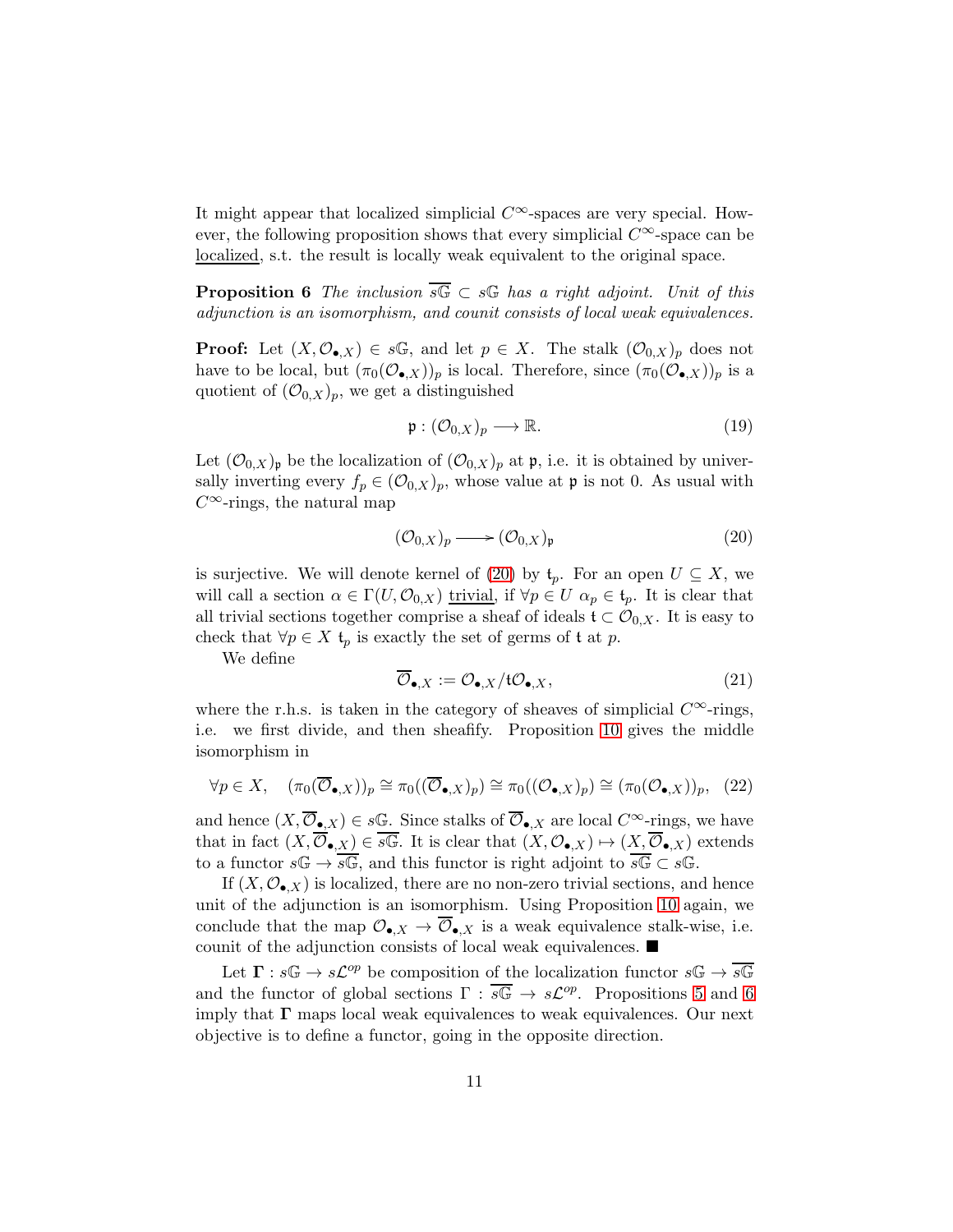It might appear that localized simplicial $C^\infty$-spaces are very special. However, the following proposition shows that every simplicial $C^\infty$-space can be localized, s.t. the result is locally weak equivalent to the original space.

**Proposition 6** *The inclusion $\overline{s\mathbb{G}} \subset s\mathbb{G}$ has a right adjoint. Unit of this adjunction is an isomorphism, and counit consists of local weak equivalences.*

**Proof:** Let $(X, \mathcal{O}_{\bullet,X}) \in s\mathbb{G}$, and let $p \in X$. The stalk $(\mathcal{O}_{0,X})_p$ does not have to be local, but $(\pi_0(\mathcal{O}_{\bullet,X}))_p$ is local. Therefore, since $(\pi_0(\mathcal{O}_{\bullet,X}))_p$ is a quotient of $(\mathcal{O}_{0,X})_p$, we get a distinguished

$$\mathfrak{p} : (\mathcal{O}_{0,X})_p \longrightarrow \mathbb{R}. \tag{19}$$

Let $(\mathcal{O}_{0,X})_\mathfrak{p}$ be the localization of $(\mathcal{O}_{0,X})_p$ at $\mathfrak{p}$, i.e. it is obtained by universally inverting every $f_p \in (\mathcal{O}_{0,X})_p$, whose value at $\mathfrak{p}$ is not 0. As usual with $C^\infty$-rings, the natural map

$$(\mathcal{O}_{0,X})_p \longrightarrow (\mathcal{O}_{0,X})_\mathfrak{p} \tag{20}$$

is surjective. We will denote kernel of (20) by $\mathfrak{t}_p$. For an open $U \subseteq X$, we will call a section $\alpha \in \Gamma(U, \mathcal{O}_{0,X})$ trivial, if $\forall p \in U$ $\alpha_p \in \mathfrak{t}_p$. It is clear that all trivial sections together comprise a sheaf of ideals $\mathfrak{t} \subset \mathcal{O}_{0,X}$. It is easy to check that $\forall p \in X$ $\mathfrak{t}_p$ is exactly the set of germs of $\mathfrak{t}$ at $p$.

We define

$$\overline{\mathcal{O}}_{\bullet,X} := \mathcal{O}_{\bullet,X}/\mathfrak{t}\mathcal{O}_{\bullet,X}, \tag{21}$$

where the r.h.s. is taken in the category of sheaves of simplicial $C^\infty$-rings, i.e. we first divide, and then sheafify. Proposition 10 gives the middle isomorphism in

$$\forall p \in X, \quad (\pi_0(\overline{\mathcal{O}}_{\bullet,X}))_p \cong \pi_0((\overline{\mathcal{O}}_{\bullet,X})_p) \cong \pi_0((\mathcal{O}_{\bullet,X})_p) \cong (\pi_0(\mathcal{O}_{\bullet,X}))_p, \tag{22}$$

and hence $(X, \overline{\mathcal{O}}_{\bullet,X}) \in s\mathbb{G}$. Since stalks of $\overline{\mathcal{O}}_{\bullet,X}$ are local $C^\infty$-rings, we have that in fact $(X, \overline{\mathcal{O}}_{\bullet,X}) \in \overline{s\mathbb{G}}$. It is clear that $(X, \mathcal{O}_{\bullet,X}) \mapsto (X, \overline{\mathcal{O}}_{\bullet,X})$ extends to a functor $s\mathbb{G} \to \overline{s\mathbb{G}}$, and this functor is right adjoint to $\overline{s\mathbb{G}} \subset s\mathbb{G}$.

If $(X, \mathcal{O}_{\bullet,X})$ is localized, there are no non-zero trivial sections, and hence unit of the adjunction is an isomorphism. Using Proposition 10 again, we conclude that the map $\mathcal{O}_{\bullet,X} \to \overline{\mathcal{O}}_{\bullet,X}$ is a weak equivalence stalk-wise, i.e. counit of the adjunction consists of local weak equivalences. ■

Let $\mathbf{\Gamma} : s\mathbb{G} \to s\mathcal{L}^{op}$ be composition of the localization functor $s\mathbb{G} \to \overline{s\mathbb{G}}$ and the functor of global sections $\Gamma : \overline{s\mathbb{G}} \to s\mathcal{L}^{op}$. Propositions 5 and 6 imply that $\mathbf{\Gamma}$ maps local weak equivalences to weak equivalences. Our next objective is to define a functor, going in the opposite direction.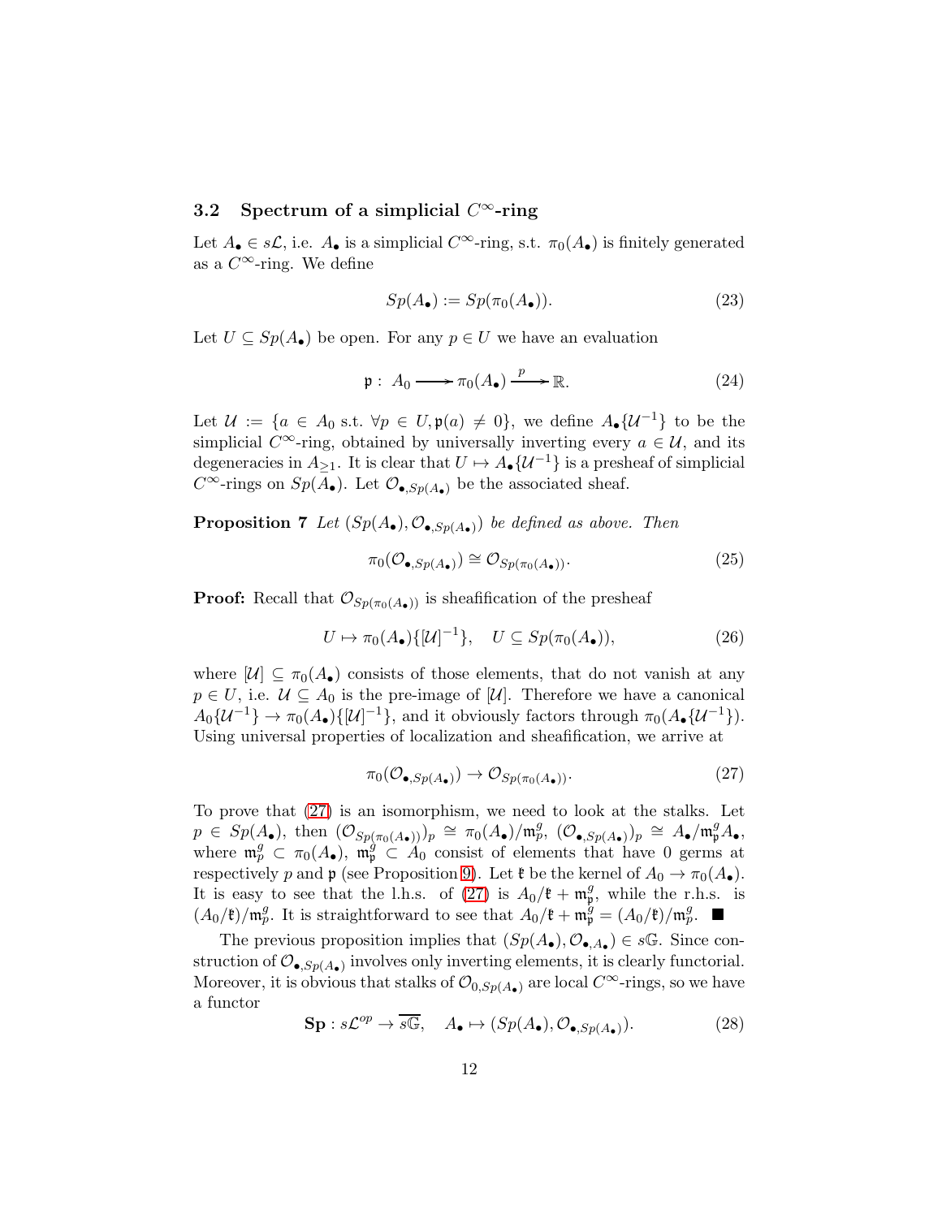### 3.2 Spectrum of a simplicial $C^\infty$-ring

Let $A_\bullet \in s\mathcal{L}$, i.e. $A_\bullet$ is a simplicial $C^\infty$-ring, s.t. $\pi_0(A_\bullet)$ is finitely generated as a $C^\infty$-ring. We define

$$Sp(A_\bullet) := Sp(\pi_0(A_\bullet)). \tag{23}$$

Let $U \subseteq Sp(A_\bullet)$ be open. For any $p \in U$ we have an evaluation

$$\mathfrak{p} : \; A_0 \longrightarrow \pi_0(A_\bullet) \xrightarrow{\;p\;} \mathbb{R}. \tag{24}$$

Let $\mathcal{U} := \{a \in A_0 \text{ s.t. } \forall p \in U, \mathfrak{p}(a) \neq 0\}$, we define $A_\bullet\{\mathcal{U}^{-1}\}$ to be the simplicial $C^\infty$-ring, obtained by universally inverting every $a \in \mathcal{U}$, and its degeneracies in $A_{\geq 1}$. It is clear that $U \mapsto A_\bullet\{\mathcal{U}^{-1}\}$ is a presheaf of simplicial $C^\infty$-rings on $Sp(A_\bullet)$. Let $\mathcal{O}_{\bullet, Sp(A_\bullet)}$ be the associated sheaf.

**Proposition 7** *Let $(Sp(A_\bullet), \mathcal{O}_{\bullet, Sp(A_\bullet)})$ be defined as above. Then*

$$\pi_0(\mathcal{O}_{\bullet, Sp(A_\bullet)}) \cong \mathcal{O}_{Sp(\pi_0(A_\bullet))}. \tag{25}$$

**Proof:** Recall that $\mathcal{O}_{Sp(\pi_0(A_\bullet))}$ is sheafification of the presheaf

$$U \mapsto \pi_0(A_\bullet)\{[\mathcal{U}]^{-1}\}, \quad U \subseteq Sp(\pi_0(A_\bullet)), \tag{26}$$

where $[\mathcal{U}] \subseteq \pi_0(A_\bullet)$ consists of those elements, that do not vanish at any $p \in U$, i.e. $\mathcal{U} \subseteq A_0$ is the pre-image of $[\mathcal{U}]$. Therefore we have a canonical $A_0\{\mathcal{U}^{-1}\} \to \pi_0(A_\bullet)\{[\mathcal{U}]^{-1}\}$, and it obviously factors through $\pi_0(A_\bullet\{\mathcal{U}^{-1}\})$. Using universal properties of localization and sheafification, we arrive at

$$\pi_0(\mathcal{O}_{\bullet, Sp(A_\bullet)}) \to \mathcal{O}_{Sp(\pi_0(A_\bullet))}. \tag{27}$$

To prove that (27) is an isomorphism, we need to look at the stalks. Let $p \in Sp(A_\bullet)$, then $(\mathcal{O}_{Sp(\pi_0(A_\bullet))})_p \cong \pi_0(A_\bullet)/\mathfrak{m}^g_p$, $(\mathcal{O}_{\bullet, Sp(A_\bullet)})_p \cong A_\bullet/\mathfrak{m}^g_{\mathfrak{p}} A_\bullet$, where $\mathfrak{m}^g_p \subset \pi_0(A_\bullet)$, $\mathfrak{m}^g_{\mathfrak{p}} \subset A_0$ consist of elements that have 0 germs at respectively $p$ and $\mathfrak{p}$ (see Proposition 9). Let $\mathfrak{k}$ be the kernel of $A_0 \to \pi_0(A_\bullet)$. It is easy to see that the l.h.s. of (27) is $A_0/\mathfrak{k} + \mathfrak{m}^g_{\mathfrak{p}}$, while the r.h.s. is $(A_0/\mathfrak{k})/\mathfrak{m}^g_p$. It is straightforward to see that $A_0/\mathfrak{k} + \mathfrak{m}^g_{\mathfrak{p}} = (A_0/\mathfrak{k})/\mathfrak{m}^g_p$. ■

The previous proposition implies that $(Sp(A_\bullet), \mathcal{O}_{\bullet, A_\bullet}) \in s\mathbb{G}$. Since construction of $\mathcal{O}_{\bullet, Sp(A_\bullet)}$ involves only inverting elements, it is clearly functorial. Moreover, it is obvious that stalks of $\mathcal{O}_{0, Sp(A_\bullet)}$ are local $C^\infty$-rings, so we have a functor

$$\mathbf{Sp} : s\mathcal{L}^{op} \to \overline{s\mathbb{G}}, \quad A_\bullet \mapsto (Sp(A_\bullet), \mathcal{O}_{\bullet, Sp(A_\bullet)}). \tag{28}$$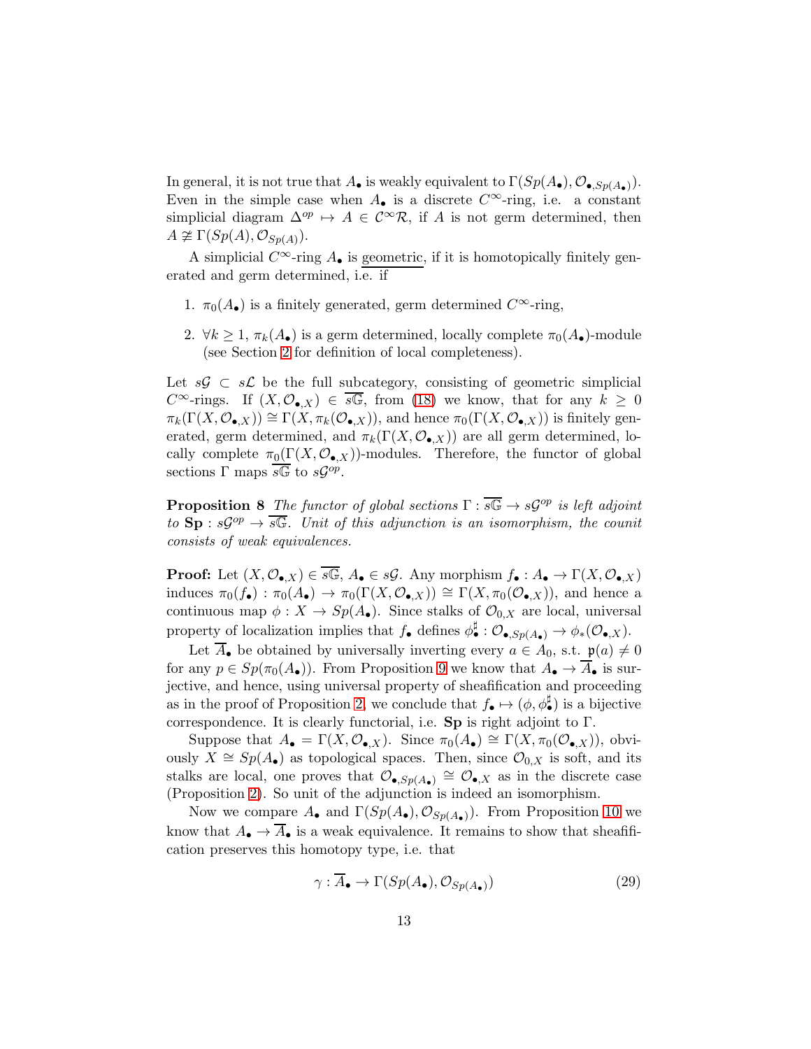In general, it is not true that $A_\bullet$ is weakly equivalent to $\Gamma(Sp(A_\bullet), \mathcal{O}_{\bullet,Sp(A_\bullet)})$. Even in the simple case when $A_\bullet$ is a discrete $C^\infty$-ring, i.e. a constant simplicial diagram $\Delta^{op} \mapsto A \in \mathcal{C}^\infty\mathcal{R}$, if $A$ is not germ determined, then $A \not\cong \Gamma(Sp(A), \mathcal{O}_{Sp(A)})$.

A simplicial $C^\infty$-ring $A_\bullet$ is <u>geometric</u>, if it is homotopically finitely generated and germ determined, i.e. if

1. $\pi_0(A_\bullet)$ is a finitely generated, germ determined $C^\infty$-ring,
2. $\forall k \geq 1$, $\pi_k(A_\bullet)$ is a germ determined, locally complete $\pi_0(A_\bullet)$-module (see Section 2 for definition of local completeness).

Let $s\mathcal{G} \subset s\mathcal{L}$ be the full subcategory, consisting of geometric simplicial $C^\infty$-rings. If $(X, \mathcal{O}_{\bullet,X}) \in \overline{s\mathbb{G}}$, from (18) we know, that for any $k \geq 0$ $\pi_k(\Gamma(X, \mathcal{O}_{\bullet,X})) \cong \Gamma(X, \pi_k(\mathcal{O}_{\bullet,X}))$, and hence $\pi_0(\Gamma(X, \mathcal{O}_{\bullet,X}))$ is finitely generated, germ determined, and $\pi_k(\Gamma(X, \mathcal{O}_{\bullet,X}))$ are all germ determined, locally complete $\pi_0(\Gamma(X, \mathcal{O}_{\bullet,X}))$-modules. Therefore, the functor of global sections $\Gamma$ maps $\overline{s\mathbb{G}}$ to $s\mathcal{G}^{op}$.

**Proposition 8** *The functor of global sections $\Gamma : \overline{s\mathbb{G}} \to s\mathcal{G}^{op}$ is left adjoint to $\mathbf{Sp} : s\mathcal{G}^{op} \to \overline{s\mathbb{G}}$. Unit of this adjunction is an isomorphism, the counit consists of weak equivalences.*

**Proof:** Let $(X, \mathcal{O}_{\bullet,X}) \in \overline{s\mathbb{G}}$, $A_\bullet \in s\mathcal{G}$. Any morphism $f_\bullet : A_\bullet \to \Gamma(X, \mathcal{O}_{\bullet,X})$ induces $\pi_0(f_\bullet) : \pi_0(A_\bullet) \to \pi_0(\Gamma(X, \mathcal{O}_{\bullet,X})) \cong \Gamma(X, \pi_0(\mathcal{O}_{\bullet,X}))$, and hence a continuous map $\phi : X \to Sp(A_\bullet)$. Since stalks of $\mathcal{O}_{0,X}$ are local, universal property of localization implies that $f_\bullet$ defines $\phi^\sharp_\bullet : \mathcal{O}_{\bullet,Sp(A_\bullet)} \to \phi_*(\mathcal{O}_{\bullet,X})$.

Let $\overline{A}_\bullet$ be obtained by universally inverting every $a \in A_0$, s.t. $\mathfrak{p}(a) \neq 0$ for any $p \in Sp(\pi_0(A_\bullet))$. From Proposition 9 we know that $A_\bullet \to \overline{A}_\bullet$ is surjective, and hence, using universal property of sheafification and proceeding as in the proof of Proposition 2, we conclude that $f_\bullet \mapsto (\phi, \phi^\sharp_\bullet)$ is a bijective correspondence. It is clearly functorial, i.e. $\mathbf{Sp}$ is right adjoint to $\Gamma$.

Suppose that $A_\bullet = \Gamma(X, \mathcal{O}_{\bullet,X})$. Since $\pi_0(A_\bullet) \cong \Gamma(X, \pi_0(\mathcal{O}_{\bullet,X}))$, obviously $X \cong Sp(A_\bullet)$ as topological spaces. Then, since $\mathcal{O}_{0,X}$ is soft, and its stalks are local, one proves that $\mathcal{O}_{\bullet,Sp(A_\bullet)} \cong \mathcal{O}_{\bullet,X}$ as in the discrete case (Proposition 2). So unit of the adjunction is indeed an isomorphism.

Now we compare $A_\bullet$ and $\Gamma(Sp(A_\bullet), \mathcal{O}_{Sp(A_\bullet)})$. From Proposition 10 we know that $A_\bullet \to \overline{A}_\bullet$ is a weak equivalence. It remains to show that sheafification preserves this homotopy type, i.e. that

$$\gamma : \overline{A}_\bullet \to \Gamma(Sp(A_\bullet), \mathcal{O}_{Sp(A_\bullet)}) \tag{29}$$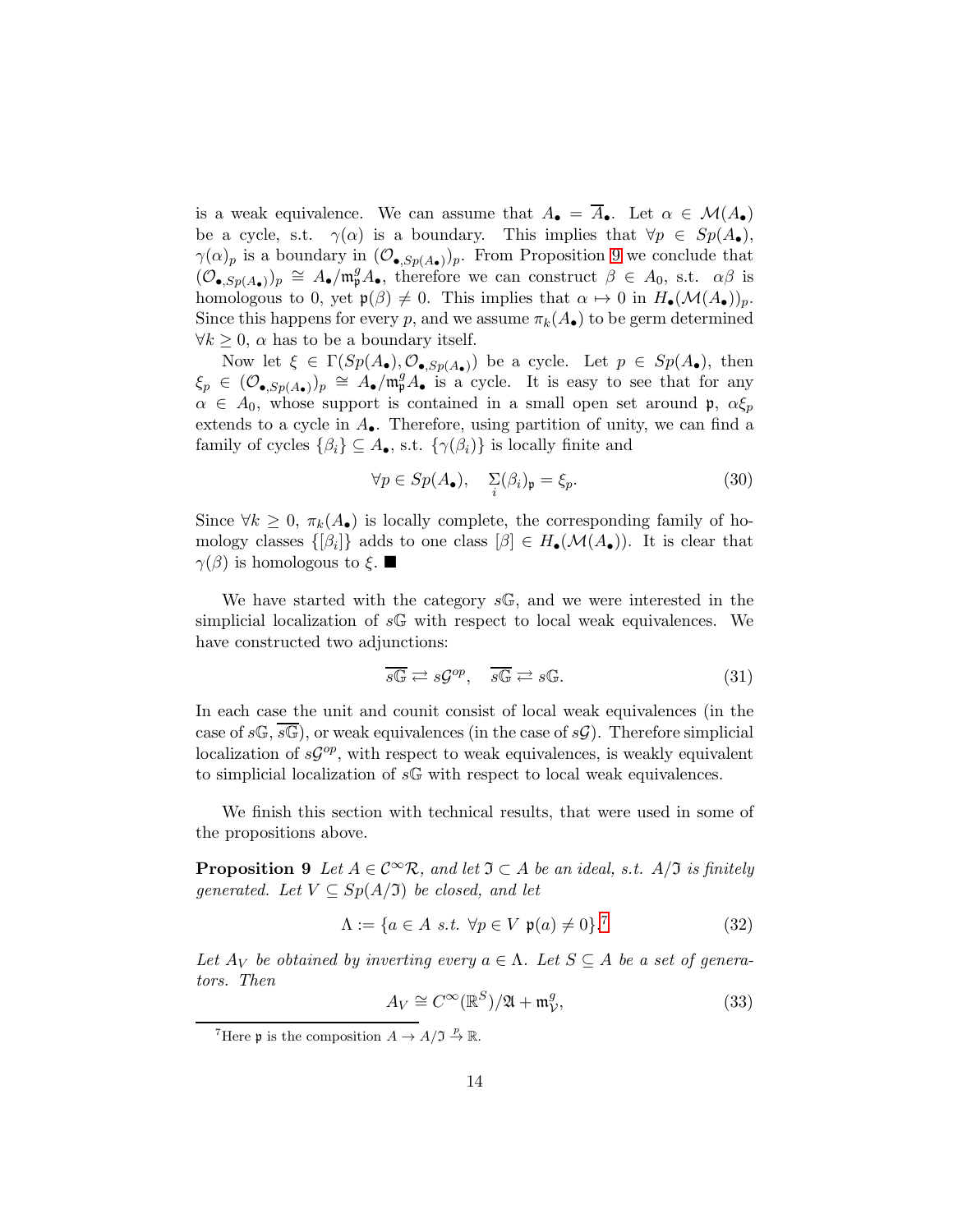is a weak equivalence. We can assume that $A_\bullet = \overline{A}_\bullet$. Let $\alpha \in \mathcal{M}(A_\bullet)$ be a cycle, s.t. $\gamma(\alpha)$ is a boundary. This implies that $\forall p \in Sp(A_\bullet)$, $\gamma(\alpha)_p$ is a boundary in $(\mathcal{O}_{\bullet,Sp(A_\bullet)})_p$. From Proposition 9 we conclude that $(\mathcal{O}_{\bullet,Sp(A_\bullet)})_p \cong A_\bullet/\mathfrak{m}^g_\mathfrak{p} A_\bullet$, therefore we can construct $\beta \in A_0$, s.t. $\alpha\beta$ is homologous to 0, yet $\mathfrak{p}(\beta) \neq 0$. This implies that $\alpha \mapsto 0$ in $H_\bullet(\mathcal{M}(A_\bullet))_p$. Since this happens for every $p$, and we assume $\pi_k(A_\bullet)$ to be germ determined $\forall k \geq 0$, $\alpha$ has to be a boundary itself.

Now let $\xi \in \Gamma(Sp(A_\bullet), \mathcal{O}_{\bullet,Sp(A_\bullet)})$ be a cycle. Let $p \in Sp(A_\bullet)$, then $\xi_p \in (\mathcal{O}_{\bullet,Sp(A_\bullet)})_p \cong A_\bullet/\mathfrak{m}^g_\mathfrak{p} A_\bullet$ is a cycle. It is easy to see that for any $\alpha \in A_0$, whose support is contained in a small open set around $\mathfrak{p}$, $\alpha\xi_p$ extends to a cycle in $A_\bullet$. Therefore, using partition of unity, we can find a family of cycles $\{\beta_i\} \subseteq A_\bullet$, s.t. $\{\gamma(\beta_i)\}$ is locally finite and

$$\forall p \in Sp(A_\bullet), \quad \sum_i (\beta_i)_\mathfrak{p} = \xi_p. \tag{30}$$

Since $\forall k \geq 0$, $\pi_k(A_\bullet)$ is locally complete, the corresponding family of homology classes $\{[\beta_i]\}$ adds to one class $[\beta] \in H_\bullet(\mathcal{M}(A_\bullet))$. It is clear that $\gamma(\beta)$ is homologous to $\xi$. ■

We have started with the category $s\mathbb{G}$, and we were interested in the simplicial localization of $s\mathbb{G}$ with respect to local weak equivalences. We have constructed two adjunctions:

$$\overline{s\mathbb{G}} \rightleftarrows s\mathcal{G}^{op}, \quad \overline{s\mathbb{G}} \rightleftarrows s\mathbb{G}. \tag{31}$$

In each case the unit and counit consist of local weak equivalences (in the case of $s\mathbb{G}$, $\overline{s\mathbb{G}}$), or weak equivalences (in the case of $s\mathcal{G}$). Therefore simplicial localization of $s\mathcal{G}^{op}$, with respect to weak equivalences, is weakly equivalent to simplicial localization of $s\mathbb{G}$ with respect to local weak equivalences.

We finish this section with technical results, that were used in some of the propositions above.

**Proposition 9** *Let $A \in \mathcal{C}^\infty\mathcal{R}$, and let $\mathfrak{I} \subset A$ be an ideal, s.t. $A/\mathfrak{I}$ is finitely generated. Let $V \subseteq Sp(A/\mathfrak{I})$ be closed, and let*

$$\Lambda := \{a \in A \text{ s.t. } \forall p \in V \ \mathfrak{p}(a) \neq 0\}.[7] \tag{32}$$

*Let $A_V$ be obtained by inverting every $a \in \Lambda$. Let $S \subseteq A$ be a set of generators. Then*

$$A_V \cong C^\infty(\mathbb{R}^S)/\mathfrak{A} + \mathfrak{m}^g_\mathcal{V}, \tag{33}$$

[7] Here $\mathfrak{p}$ is the composition $A \to A/\mathfrak{I} \xrightarrow{p} \mathbb{R}$.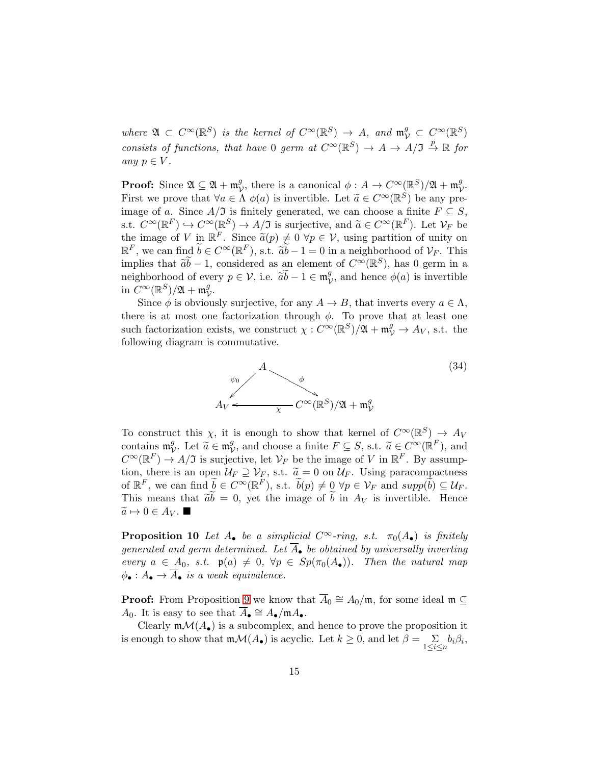*where $\mathfrak{A} \subset C^\infty(\mathbb{R}^S)$ is the kernel of $C^\infty(\mathbb{R}^S) \to A$, and $\mathfrak{m}^g_{\mathcal{V}} \subset C^\infty(\mathbb{R}^S)$ consists of functions, that have 0 germ at $C^\infty(\mathbb{R}^S) \to A \to A/\mathfrak{I} \xrightarrow{p} \mathbb{R}$ for any $p \in V$.*

**Proof:** Since $\mathfrak{A} \subseteq \mathfrak{A} + \mathfrak{m}^g_{\mathcal{V}}$, there is a canonical $\phi : A \to C^\infty(\mathbb{R}^S)/\mathfrak{A} + \mathfrak{m}^g_{\mathcal{V}}$. First we prove that $\forall a \in \Lambda$ $\phi(a)$ is invertible. Let $\widetilde{a} \in C^\infty(\mathbb{R}^S)$ be any preimage of $a$. Since $A/\mathfrak{I}$ is finitely generated, we can choose a finite $F \subseteq S$, s.t. $C^\infty(\mathbb{R}^F) \hookrightarrow C^\infty(\mathbb{R}^S) \to A/\mathfrak{I}$ is surjective, and $\widetilde{a} \in C^\infty(\mathbb{R}^F)$. Let $\mathcal{V}_F$ be the image of $V$ in $\mathbb{R}^F$. Since $\widetilde{a}(p) \neq 0$ $\forall p \in \mathcal{V}$, using partition of unity on $\mathbb{R}^F$, we can find $\widetilde{b} \in C^\infty(\mathbb{R}^F)$, s.t. $\widetilde{a}\widetilde{b} - 1 = 0$ in a neighborhood of $\mathcal{V}_F$. This implies that $\widetilde{a}\widetilde{b} - 1$, considered as an element of $C^\infty(\mathbb{R}^S)$, has 0 germ in a neighborhood of every $p \in \mathcal{V}$, i.e. $\widetilde{a}\widetilde{b} - 1 \in \mathfrak{m}^g_{\mathcal{V}}$, and hence $\phi(a)$ is invertible in $C^\infty(\mathbb{R}^S)/\mathfrak{A} + \mathfrak{m}^g_{\mathcal{V}}$.

Since $\phi$ is obviously surjective, for any $A \to B$, that inverts every $a \in \Lambda$, there is at most one factorization through $\phi$. To prove that at least one such factorization exists, we construct $\chi : C^\infty(\mathbb{R}^S)/\mathfrak{A} + \mathfrak{m}^g_{\mathcal{V}} \to A_V$, s.t. the following diagram is commutative.

$$
\begin{array}{ccc}
 & A & \\
\swarrow^{\psi_0} & & \searrow^{\phi} \\
A_V & \xleftarrow[\chi]{} & C^\infty(\mathbb{R}^S)/\mathfrak{A} + \mathfrak{m}^g_{\mathcal{V}}
\end{array}
\qquad (34)
$$

To construct this $\chi$, it is enough to show that kernel of $C^\infty(\mathbb{R}^S) \to A_V$ contains $\mathfrak{m}^g_{\mathcal{V}}$. Let $\widetilde{a} \in \mathfrak{m}^g_{\mathcal{V}}$, and choose a finite $F \subseteq S$, s.t. $\widetilde{a} \in C^\infty(\mathbb{R}^F)$, and $C^\infty(\mathbb{R}^F) \to A/\mathfrak{I}$ is surjective, let $\mathcal{V}_F$ be the image of $V$ in $\mathbb{R}^F$. By assumption, there is an open $\mathcal{U}_F \supseteq \mathcal{V}_F$, s.t. $\widetilde{a} = 0$ on $\mathcal{U}_F$. Using paracompactness of $\mathbb{R}^F$, we can find $\widetilde{b} \in C^\infty(\mathbb{R}^F)$, s.t. $\widetilde{b}(p) \neq 0$ $\forall p \in \mathcal{V}_F$ and $supp(\widetilde{b}) \subseteq \mathcal{U}_F$. This means that $\widetilde{a}\widetilde{b} = 0$, yet the image of $\widetilde{b}$ in $A_V$ is invertible. Hence $\widetilde{a} \mapsto 0 \in A_V$. ■

**Proposition 10** *Let $A_\bullet$ be a simplicial $C^\infty$-ring, s.t. $\pi_0(A_\bullet)$ is finitely generated and germ determined. Let $\overline{A}_\bullet$ be obtained by universally inverting every $a \in A_0$, s.t. $\mathfrak{p}(a) \neq 0$, $\forall \mathfrak{p} \in Sp(\pi_0(A_\bullet))$. Then the natural map $\phi_\bullet : A_\bullet \to \overline{A}_\bullet$ is a weak equivalence.*

**Proof:** From Proposition 9 we know that $\overline{A}_0 \cong A_0/\mathfrak{m}$, for some ideal $\mathfrak{m} \subseteq A_0$. It is easy to see that $\overline{A}_\bullet \cong A_\bullet/\mathfrak{m}A_\bullet$.

Clearly $\mathfrak{m}\mathcal{M}(A_\bullet)$ is a subcomplex, and hence to prove the proposition it is enough to show that $\mathfrak{m}\mathcal{M}(A_\bullet)$ is acyclic. Let $k \geq 0$, and let $\beta = \sum\limits_{1 \leq i \leq n} b_i\beta_i$,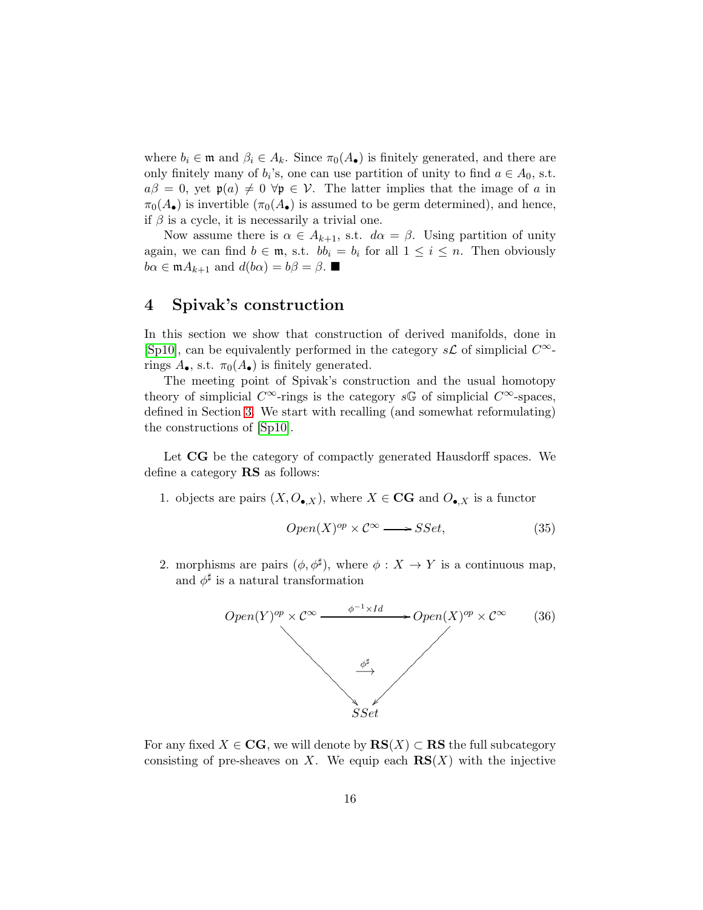where $b_i \in \mathfrak{m}$ and $\beta_i \in A_k$. Since $\pi_0(A_\bullet)$ is finitely generated, and there are only finitely many of $b_i$'s, one can use partition of unity to find $a \in A_0$, s.t. $a\beta = 0$, yet $\mathfrak{p}(a) \neq 0\ \forall \mathfrak{p} \in \mathcal{V}$. The latter implies that the image of $a$ in $\pi_0(A_\bullet)$ is invertible ($\pi_0(A_\bullet)$ is assumed to be germ determined), and hence, if $\beta$ is a cycle, it is necessarily a trivial one.

Now assume there is $\alpha \in A_{k+1}$, s.t. $d\alpha = \beta$. Using partition of unity again, we can find $b \in \mathfrak{m}$, s.t. $bb_i = b_i$ for all $1 \leq i \leq n$. Then obviously $b\alpha \in \mathfrak{m}A_{k+1}$ and $d(b\alpha) = b\beta = \beta$. ■

# 4 Spivak's construction

In this section we show that construction of derived manifolds, done in [Sp10], can be equivalently performed in the category $s\mathcal{L}$ of simplicial $C^\infty$-rings $A_\bullet$, s.t. $\pi_0(A_\bullet)$ is finitely generated.

The meeting point of Spivak's construction and the usual homotopy theory of simplicial $C^\infty$-rings is the category $s\mathbb{G}$ of simplicial $C^\infty$-spaces, defined in Section 3. We start with recalling (and somewhat reformulating) the constructions of [Sp10].

Let $\mathbf{CG}$ be the category of compactly generated Hausdorff spaces. We define a category $\mathbf{RS}$ as follows:

1. objects are pairs $(X, O_{\bullet,X})$, where $X \in \mathbf{CG}$ and $O_{\bullet,X}$ is a functor

$$Open(X)^{op} \times \mathcal{C}^\infty \longrightarrow SSet, \tag{35}$$

2. morphisms are pairs $(\phi, \phi^\sharp)$, where $\phi : X \to Y$ is a continuous map, and $\phi^\sharp$ is a natural transformation

$$\begin{array}{ccc} Open(Y)^{op} \times \mathcal{C}^\infty & \xrightarrow{\phi^{-1} \times Id} & Open(X)^{op} \times \mathcal{C}^\infty \\ & \searrow \quad \xrightarrow{\phi^\sharp} \quad \swarrow & \\ & SSet & \end{array} \tag{36}$$

For any fixed $X \in \mathbf{CG}$, we will denote by $\mathbf{RS}(X) \subset \mathbf{RS}$ the full subcategory consisting of pre-sheaves on $X$. We equip each $\mathbf{RS}(X)$ with the injective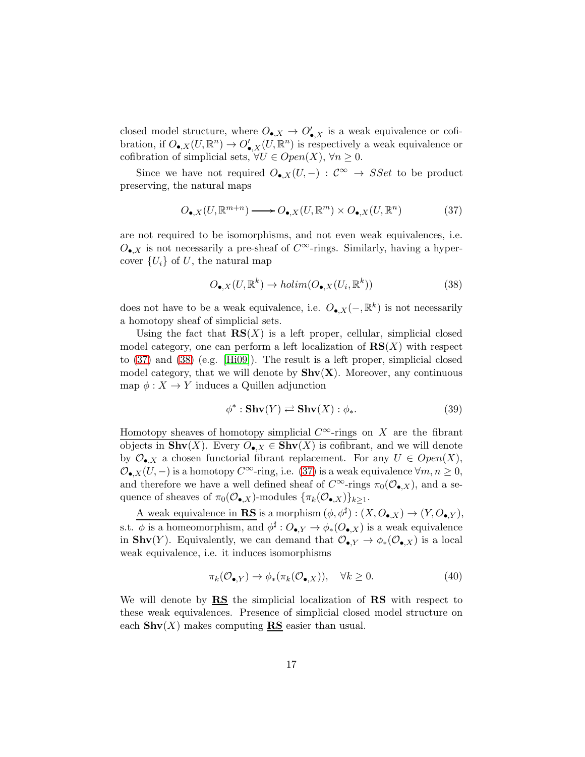closed model structure, where $O_{\bullet,X} \to O'_{\bullet,X}$ is a weak equivalence or cofibration, if $O_{\bullet,X}(U, \mathbb{R}^n) \to O'_{\bullet,X}(U, \mathbb{R}^n)$ is respectively a weak equivalence or cofibration of simplicial sets, $\forall U \in Open(X)$, $\forall n \geq 0$.

Since we have not required $O_{\bullet,X}(U, -) : \mathcal{C}^\infty \to SSet$ to be product preserving, the natural maps

$$O_{\bullet,X}(U, \mathbb{R}^{m+n}) \longrightarrow O_{\bullet,X}(U, \mathbb{R}^m) \times O_{\bullet,X}(U, \mathbb{R}^n) \tag{37}$$

are not required to be isomorphisms, and not even weak equivalences, i.e. $O_{\bullet,X}$ is not necessarily a pre-sheaf of $C^\infty$-rings. Similarly, having a hypercover $\{U_i\}$ of $U$, the natural map

$$O_{\bullet,X}(U, \mathbb{R}^k) \to holim(O_{\bullet,X}(U_i, \mathbb{R}^k)) \tag{38}$$

does not have to be a weak equivalence, i.e. $O_{\bullet,X}(-, \mathbb{R}^k)$ is not necessarily a homotopy sheaf of simplicial sets.

Using the fact that $\mathbf{RS}(X)$ is a left proper, cellular, simplicial closed model category, one can perform a left localization of $\mathbf{RS}(X)$ with respect to (37) and (38) (e.g. [Hi09]). The result is a left proper, simplicial closed model category, that we will denote by $\mathbf{Shv(X)}$. Moreover, any continuous map $\phi : X \to Y$ induces a Quillen adjunction

$$\phi^* : \mathbf{Shv}(Y) \rightleftarrows \mathbf{Shv}(X) : \phi_*. \tag{39}$$

Homotopy sheaves of homotopy simplicial $C^\infty$-rings on $X$ are the fibrant objects in $\mathbf{Shv}(X)$. Every $O_{\bullet,X} \in \mathbf{Shv}(X)$ is cofibrant, and we will denote by $\mathcal{O}_{\bullet,X}$ a chosen functorial fibrant replacement. For any $U \in Open(X)$, $\mathcal{O}_{\bullet,X}(U, -)$ is a homotopy $C^\infty$-ring, i.e. (37) is a weak equivalence $\forall m, n \geq 0$, and therefore we have a well defined sheaf of $C^\infty$-rings $\pi_0(\mathcal{O}_{\bullet,X})$, and a sequence of sheaves of $\pi_0(\mathcal{O}_{\bullet,X})$-modules $\{\pi_k(\mathcal{O}_{\bullet,X})\}_{k \geq 1}$.

A weak equivalence in $\mathbf{RS}$ is a morphism $(\phi, \phi^\sharp) : (X, O_{\bullet,X}) \to (Y, O_{\bullet,Y})$, s.t. $\phi$ is a homeomorphism, and $\phi^\sharp : O_{\bullet,Y} \to \phi_*(O_{\bullet,X})$ is a weak equivalence in $\mathbf{Shv}(Y)$. Equivalently, we can demand that $\mathcal{O}_{\bullet,Y} \to \phi_*(\mathcal{O}_{\bullet,X})$ is a local weak equivalence, i.e. it induces isomorphisms

$$\pi_k(\mathcal{O}_{\bullet,Y}) \to \phi_*(\pi_k(\mathcal{O}_{\bullet,X})), \quad \forall k \geq 0. \tag{40}$$

We will denote by $\underline{\mathbf{RS}}$ the simplicial localization of $\mathbf{RS}$ with respect to these weak equivalences. Presence of simplicial closed model structure on each $\mathbf{Shv}(X)$ makes computing $\underline{\mathbf{RS}}$ easier than usual.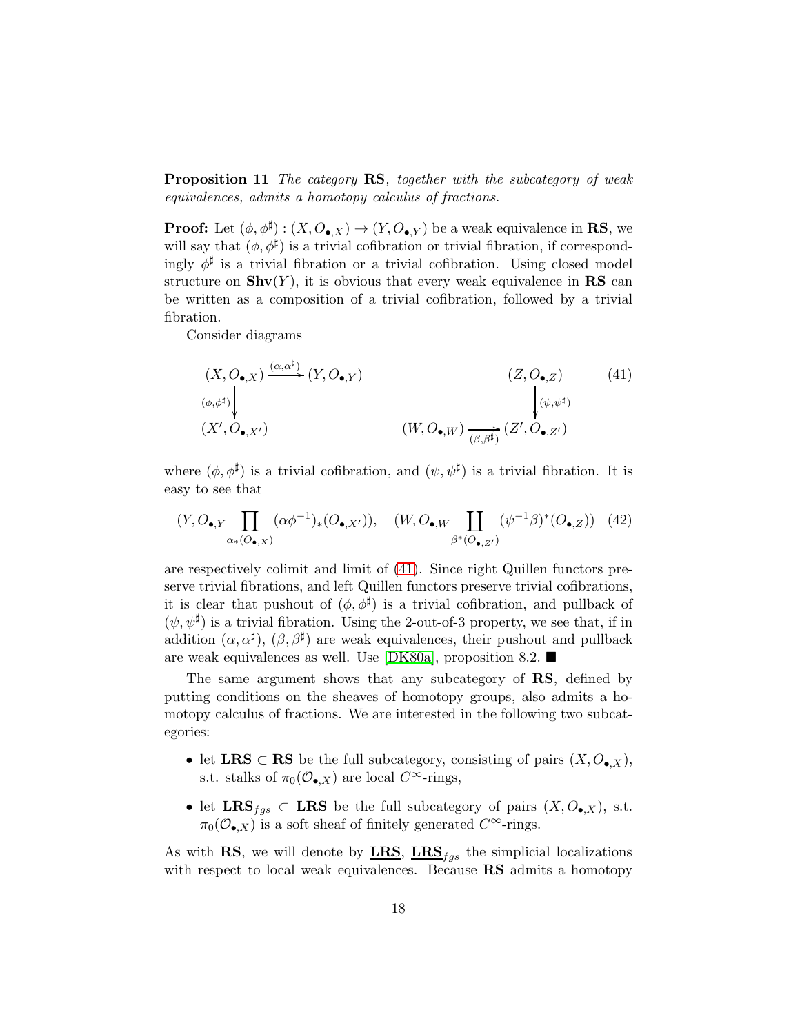**Proposition 11** *The category* **RS***, together with the subcategory of weak equivalences, admits a homotopy calculus of fractions.*

**Proof:** Let $(\phi, \phi^\sharp) : (X, O_{\bullet,X}) \to (Y, O_{\bullet,Y})$ be a weak equivalence in **RS**, we will say that $(\phi, \phi^\sharp)$ is a trivial cofibration or trivial fibration, if correspondingly $\phi^\sharp$ is a trivial fibration or a trivial cofibration. Using closed model structure on $\mathbf{Shv}(Y)$, it is obvious that every weak equivalence in **RS** can be written as a composition of a trivial cofibration, followed by a trivial fibration.

Consider diagrams

$$\begin{array}{ccccc} (X, O_{\bullet,X}) & \xrightarrow{(\alpha,\alpha^\sharp)} & (Y, O_{\bullet,Y}) & \qquad\qquad & (Z, O_{\bullet,Z}) \\ \Big\downarrow{\scriptstyle (\phi,\phi^\sharp)} & & & & \Big\downarrow{\scriptstyle (\psi,\psi^\sharp)} \\ (X', O_{\bullet,X'}) & & & (W, O_{\bullet,W}) \xrightarrow[(\beta,\beta^\sharp)]{} & (Z', O_{\bullet,Z'}) \end{array} \tag{41}$$

where $(\phi, \phi^\sharp)$ is a trivial cofibration, and $(\psi, \psi^\sharp)$ is a trivial fibration. It is easy to see that

$$(Y, O_{\bullet,Y} \coprod_{\alpha_*(O_{\bullet,X})} (\alpha\phi^{-1})_*(O_{\bullet,X'})), \quad (W, O_{\bullet,W} \coprod_{\beta^*(O_{\bullet,Z'})} (\psi^{-1}\beta)^*(O_{\bullet,Z})) \tag{42}$$

are respectively colimit and limit of (41). Since right Quillen functors preserve trivial fibrations, and left Quillen functors preserve trivial cofibrations, it is clear that pushout of $(\phi, \phi^\sharp)$ is a trivial cofibration, and pullback of $(\psi, \psi^\sharp)$ is a trivial fibration. Using the 2-out-of-3 property, we see that, if in addition $(\alpha, \alpha^\sharp)$, $(\beta, \beta^\sharp)$ are weak equivalences, their pushout and pullback are weak equivalences as well. Use [DK80a], proposition 8.2. ■

The same argument shows that any subcategory of **RS**, defined by putting conditions on the sheaves of homotopy groups, also admits a homotopy calculus of fractions. We are interested in the following two subcategories:

- let $\mathbf{LRS} \subset \mathbf{RS}$ be the full subcategory, consisting of pairs $(X, O_{\bullet,X})$, s.t. stalks of $\pi_0(\mathcal{O}_{\bullet,X})$ are local $C^\infty$-rings,
- let $\mathbf{LRS}_{fgs} \subset \mathbf{LRS}$ be the full subcategory of pairs $(X, O_{\bullet,X})$, s.t. $\pi_0(\mathcal{O}_{\bullet,X})$ is a soft sheaf of finitely generated $C^\infty$-rings.

As with **RS**, we will denote by $\underline{\mathbf{LRS}}$, $\underline{\mathbf{LRS}}_{fgs}$ the simplicial localizations with respect to local weak equivalences. Because **RS** admits a homotopy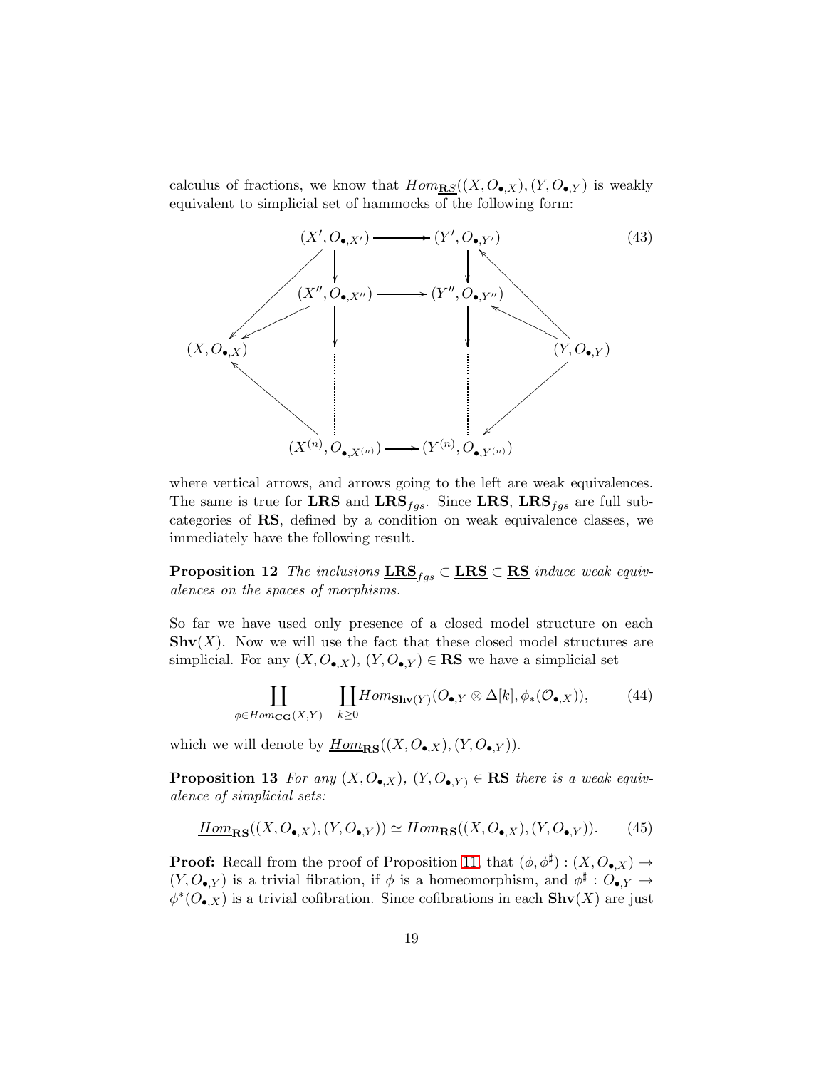calculus of fractions, we know that $Hom_{\underline{\mathbf{R}S}}((X, O_{\bullet,X}), (Y, O_{\bullet,Y})$ is weakly equivalent to simplicial set of hammocks of the following form:

$$
\begin{array}{ccccccc}
 & & (X', O_{\bullet,X'}) & \longrightarrow & (Y', O_{\bullet,Y'}) & & \\
 & \swarrow & \downarrow & & \downarrow & \nwarrow & \\
 & & (X'', O_{\bullet,X''}) & \longrightarrow & (Y'', O_{\bullet,Y''}) & & \\
(X, O_{\bullet,X}) & \swarrow & \downarrow & & \downarrow & \nwarrow & (Y, O_{\bullet,Y}) \\
 & & \vdots & & \vdots & & \\
 & \nwarrow & & & & \swarrow & \\
 & & (X^{(n)}, O_{\bullet,X^{(n)}}) & \longrightarrow & (Y^{(n)}, O_{\bullet,Y^{(n)}}) & &
\end{array}
\tag{43}
$$

where vertical arrows, and arrows going to the left are weak equivalences. The same is true for $\mathbf{LRS}$ and $\mathbf{LRS}_{fgs}$. Since $\mathbf{LRS}$, $\mathbf{LRS}_{fgs}$ are full subcategories of $\mathbf{RS}$, defined by a condition on weak equivalence classes, we immediately have the following result.

**Proposition 12** *The inclusions $\underline{\mathbf{LRS}}_{fgs} \subset \underline{\mathbf{LRS}} \subset \underline{\mathbf{RS}}$ induce weak equivalences on the spaces of morphisms.*

So far we have used only presence of a closed model structure on each $\mathbf{Shv}(X)$. Now we will use the fact that these closed model structures are simplicial. For any $(X, O_{\bullet,X})$, $(Y, O_{\bullet,Y}) \in \mathbf{RS}$ we have a simplicial set

$$
\coprod_{\phi \in Hom_{\mathbf{CG}}(X,Y)} \coprod_{k \geq 0} Hom_{\mathbf{Shv}(Y)}(O_{\bullet,Y} \otimes \Delta[k], \phi_*(\mathcal{O}_{\bullet,X})), \tag{44}
$$

which we will denote by $\underline{Hom}_{\mathbf{RS}}((X, O_{\bullet,X}), (Y, O_{\bullet,Y}))$.

**Proposition 13** *For any $(X, O_{\bullet,X})$, $(Y, O_{\bullet,Y}) \in \mathbf{RS}$ there is a weak equivalence of simplicial sets:*

$$
\underline{Hom}_{\mathbf{RS}}((X, O_{\bullet,X}), (Y, O_{\bullet,Y})) \simeq Hom_{\underline{\mathbf{RS}}}((X, O_{\bullet,X}), (Y, O_{\bullet,Y})). \tag{45}
$$

**Proof:** Recall from the proof of Proposition 11, that $(\phi, \phi^\sharp) : (X, O_{\bullet,X}) \to (Y, O_{\bullet,Y})$ is a trivial fibration, if $\phi$ is a homeomorphism, and $\phi^\sharp : O_{\bullet,Y} \to \phi^*(O_{\bullet,X})$ is a trivial cofibration. Since cofibrations in each $\mathbf{Shv}(X)$ are just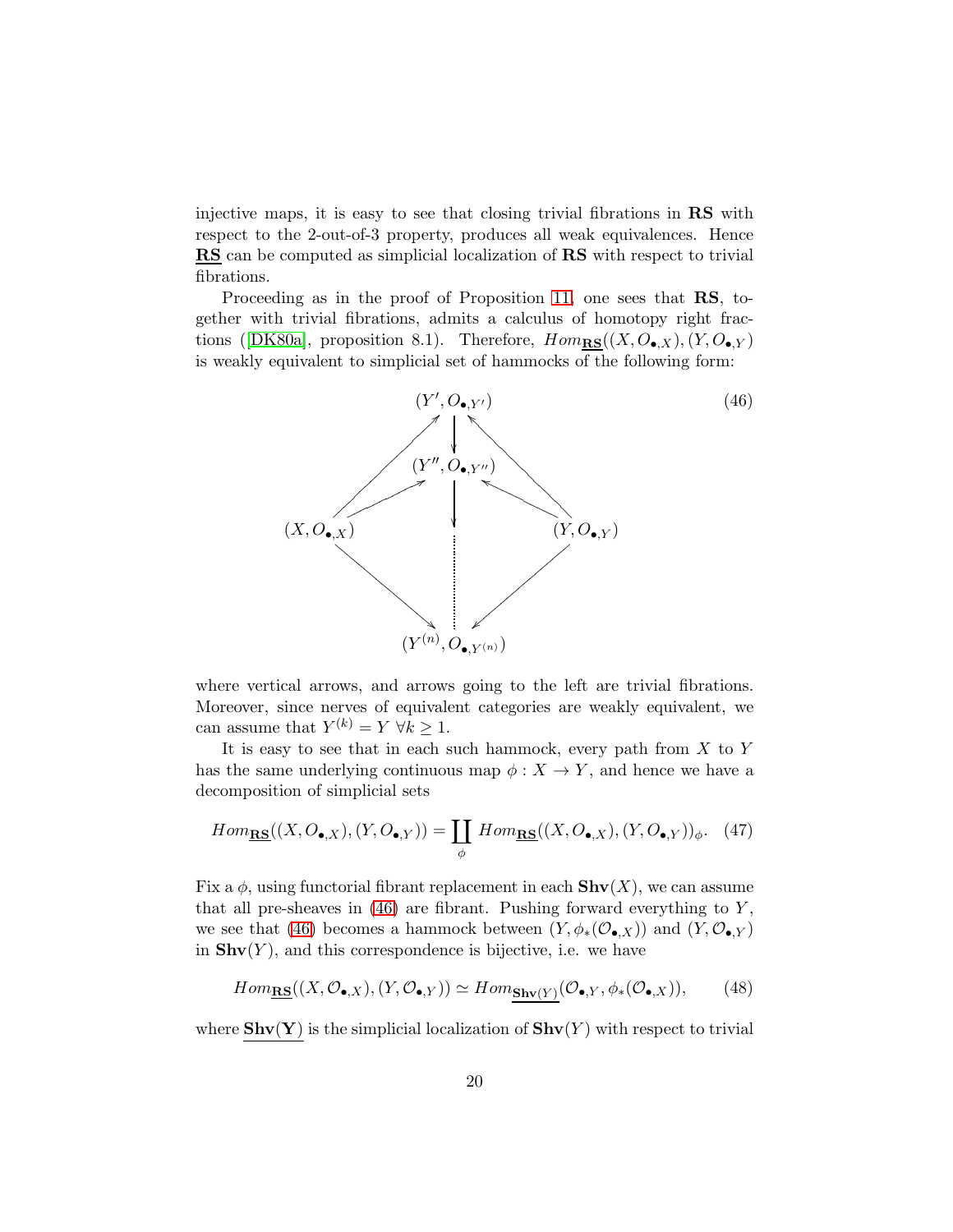injective maps, it is easy to see that closing trivial fibrations in **RS** with respect to the 2-out-of-3 property, produces all weak equivalences. Hence $\underline{\mathbf{RS}}$ can be computed as simplicial localization of **RS** with respect to trivial fibrations.

Proceeding as in the proof of Proposition 11, one sees that **RS**, together with trivial fibrations, admits a calculus of homotopy right fractions ([DK80a], proposition 8.1). Therefore, $Hom_{\underline{\mathbf{RS}}}((X, O_{\bullet,X}), (Y, O_{\bullet,Y}))$ is weakly equivalent to simplicial set of hammocks of the following form:

$$
\begin{array}{ccccc}
 & & (Y', O_{\bullet,Y'}) & & \\
 & \nearrow & \downarrow & \nwarrow & \\
 & & (Y'', O_{\bullet,Y''}) & & \\
(X, O_{\bullet,X}) & \nearrow & \downarrow & \nwarrow & (Y, O_{\bullet,Y}) \\
 & & \vdots & & \\
 & \searrow & & \swarrow & \\
 & & (Y^{(n)}, O_{\bullet,Y^{(n)}}) & &
\end{array}
\qquad (46)
$$

where vertical arrows, and arrows going to the left are trivial fibrations. Moreover, since nerves of equivalent categories are weakly equivalent, we can assume that $Y^{(k)} = Y \ \forall k \geq 1$.

It is easy to see that in each such hammock, every path from $X$ to $Y$ has the same underlying continuous map $\phi : X \to Y$, and hence we have a decomposition of simplicial sets

$$
Hom_{\underline{\mathbf{RS}}}((X, O_{\bullet,X}), (Y, O_{\bullet,Y})) = \coprod_{\phi} Hom_{\underline{\mathbf{RS}}}((X, O_{\bullet,X}), (Y, O_{\bullet,Y}))_{\phi}. \quad (47)
$$

Fix a $\phi$, using functorial fibrant replacement in each $\mathbf{Shv}(X)$, we can assume that all pre-sheaves in (46) are fibrant. Pushing forward everything to $Y$, we see that (46) becomes a hammock between $(Y, \phi_*(\mathcal{O}_{\bullet,X}))$ and $(Y, \mathcal{O}_{\bullet,Y})$ in $\mathbf{Shv}(Y)$, and this correspondence is bijective, i.e. we have

$$
Hom_{\underline{\mathbf{RS}}}((X, \mathcal{O}_{\bullet,X}), (Y, \mathcal{O}_{\bullet,Y})) \simeq Hom_{\underline{\mathbf{Shv}(Y)}}(\mathcal{O}_{\bullet,Y}, \phi_*(\mathcal{O}_{\bullet,X})), \quad (48)
$$

where $\underline{\mathbf{Shv}(\mathbf{Y})}$ is the simplicial localization of $\mathbf{Shv}(Y)$ with respect to trivial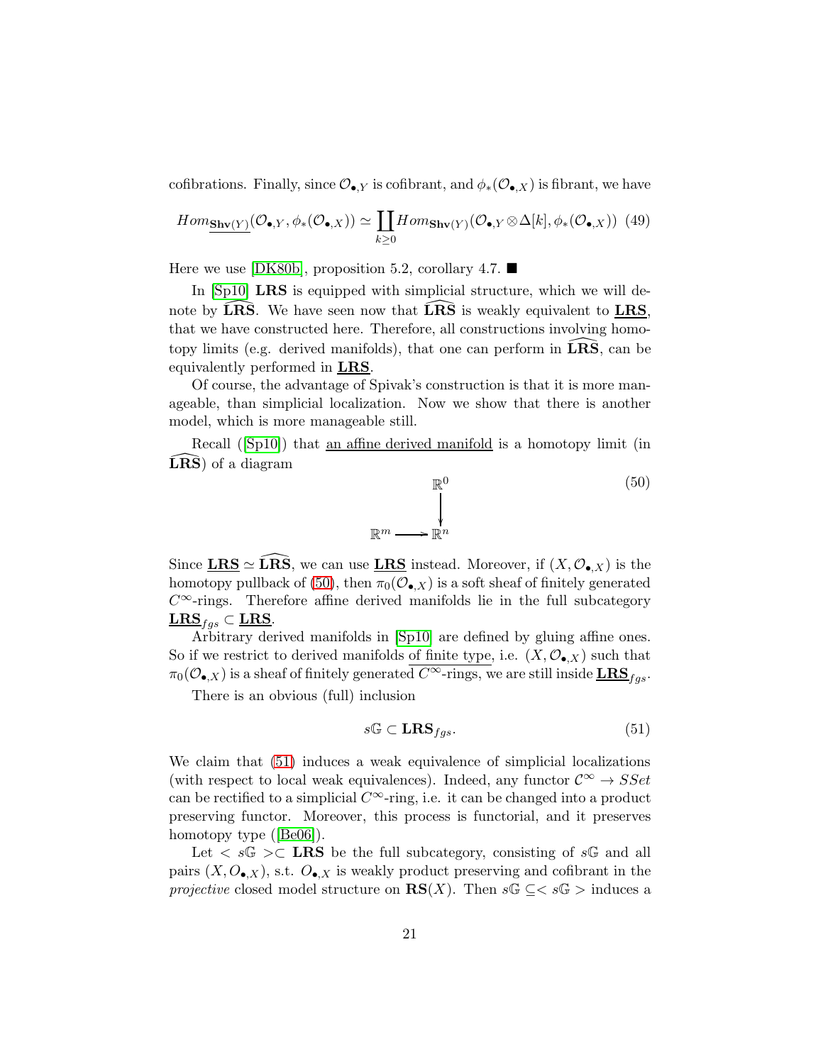cofibrations. Finally, since $\mathcal{O}_{\bullet,Y}$ is cofibrant, and $\phi_*(\mathcal{O}_{\bullet,X})$ is fibrant, we have

$$Hom_{\underline{\mathbf{Shv}(Y)}}(\mathcal{O}_{\bullet,Y}, \phi_*(\mathcal{O}_{\bullet,X})) \simeq \coprod_{k\geq 0} Hom_{\mathbf{Shv}(Y)}(\mathcal{O}_{\bullet,Y} \otimes \Delta[k], \phi_*(\mathcal{O}_{\bullet,X})) \quad (49)$$

Here we use [DK80b], proposition 5.2, corollary 4.7. ■

In [Sp10] **LRS** is equipped with simplicial structure, which we will denote by $\widehat{\mathbf{LRS}}$. We have seen now that $\widehat{\mathbf{LRS}}$ is weakly equivalent to $\underline{\mathbf{LRS}}$, that we have constructed here. Therefore, all constructions involving homotopy limits (e.g. derived manifolds), that one can perform in $\widehat{\mathbf{LRS}}$, can be equivalently performed in $\underline{\mathbf{LRS}}$.

Of course, the advantage of Spivak's construction is that it is more manageable, than simplicial localization. Now we show that there is another model, which is more manageable still.

Recall ([Sp10]) that <u>an affine derived manifold</u> is a homotopy limit (in $\widehat{\mathbf{LRS}}$) of a diagram

$$\begin{array}{ccc} & & \mathbb{R}^0 \\ & & \downarrow \\ \mathbb{R}^m & \longrightarrow & \mathbb{R}^n \end{array} \quad (50)$$

Since $\underline{\mathbf{LRS}} \simeq \widehat{\mathbf{LRS}}$, we can use $\underline{\mathbf{LRS}}$ instead. Moreover, if $(X, \mathcal{O}_{\bullet,X})$ is the homotopy pullback of (50), then $\pi_0(\mathcal{O}_{\bullet,X})$ is a soft sheaf of finitely generated $C^\infty$-rings. Therefore affine derived manifolds lie in the full subcategory $\underline{\mathbf{LRS}}_{fgs} \subset \underline{\mathbf{LRS}}$.

Arbitrary derived manifolds in [Sp10] are defined by gluing affine ones. So if we restrict to derived manifolds <u>of finite type</u>, i.e. $(X, \mathcal{O}_{\bullet,X})$ such that $\pi_0(\mathcal{O}_{\bullet,X})$ is a sheaf of finitely generated $C^\infty$-rings, we are still inside $\underline{\mathbf{LRS}}_{fgs}$.

There is an obvious (full) inclusion

$$s\mathbb{G} \subset \mathbf{LRS}_{fgs}. \quad (51)$$

We claim that (51) induces a weak equivalence of simplicial localizations (with respect to local weak equivalences). Indeed, any functor $\mathcal{C}^\infty \to SSet$ can be rectified to a simplicial $C^\infty$-ring, i.e. it can be changed into a product preserving functor. Moreover, this process is functorial, and it preserves homotopy type ([Be06]).

Let $< s\mathbb{G} > \subset \mathbf{LRS}$ be the full subcategory, consisting of $s\mathbb{G}$ and all pairs $(X, O_{\bullet,X})$, s.t. $O_{\bullet,X}$ is weakly product preserving and cofibrant in the *projective* closed model structure on $\mathbf{RS}(X)$. Then $s\mathbb{G} \subseteq < s\mathbb{G} >$ induces a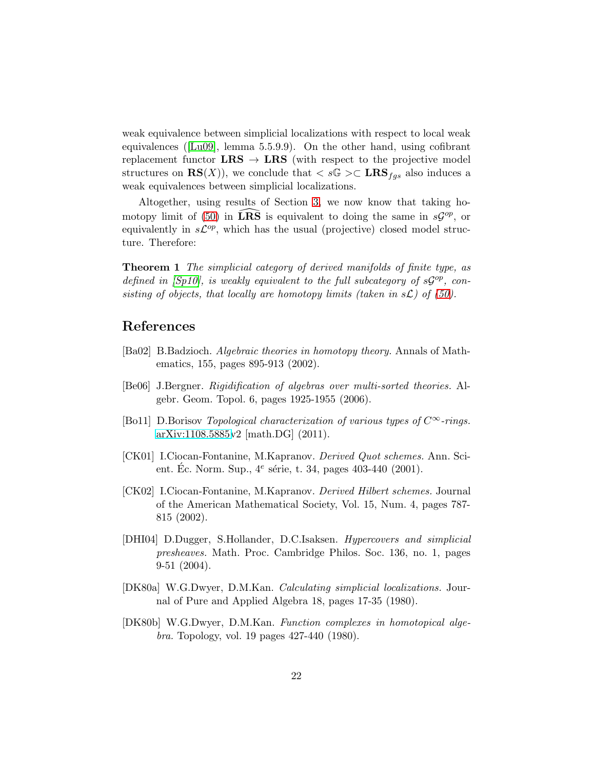weak equivalence between simplicial localizations with respect to local weak equivalences ([Lu09], lemma 5.5.9.9). On the other hand, using cofibrant replacement functor $\mathbf{LRS} \to \mathbf{LRS}$ (with respect to the projective model structures on $\mathbf{RS}(X)$), we conclude that $< s\mathbb{G} > \subset \mathbf{LRS}_{fgs}$ also induces a weak equivalences between simplicial localizations.

Altogether, using results of Section 3, we now know that taking homotopy limit of (50) in $\widehat{\mathbf{LRS}}$ is equivalent to doing the same in $s\mathcal{G}^{op}$, or equivalently in $s\mathcal{L}^{op}$, which has the usual (projective) closed model structure. Therefore:

**Theorem 1** *The simplicial category of derived manifolds of finite type, as defined in [Sp10], is weakly equivalent to the full subcategory of $s\mathcal{G}^{op}$, consisting of objects, that locally are homotopy limits (taken in $s\mathcal{L}$) of (50).*

## References

[Ba02] B.Badzioch. *Algebraic theories in homotopy theory.* Annals of Mathematics, 155, pages 895-913 (2002).

[Be06] J.Bergner. *Rigidification of algebras over multi-sorted theories.* Algebr. Geom. Topol. 6, pages 1925-1955 (2006).

[Bo11] D.Borisov *Topological characterization of various types of $C^\infty$-rings.* arXiv:1108.5885v2 [math.DG] (2011).

[CK01] I.Ciocan-Fontanine, M.Kapranov. *Derived Quot schemes.* Ann. Scient. Éc. Norm. Sup., $4^e$ série, t. 34, pages 403-440 (2001).

[CK02] I.Ciocan-Fontanine, M.Kapranov. *Derived Hilbert schemes.* Journal of the American Mathematical Society, Vol. 15, Num. 4, pages 787-815 (2002).

[DHI04] D.Dugger, S.Hollander, D.C.Isaksen. *Hypercovers and simplicial presheaves.* Math. Proc. Cambridge Philos. Soc. 136, no. 1, pages 9-51 (2004).

[DK80a] W.G.Dwyer, D.M.Kan. *Calculating simplicial localizations.* Journal of Pure and Applied Algebra 18, pages 17-35 (1980).

[DK80b] W.G.Dwyer, D.M.Kan. *Function complexes in homotopical algebra.* Topology, vol. 19 pages 427-440 (1980).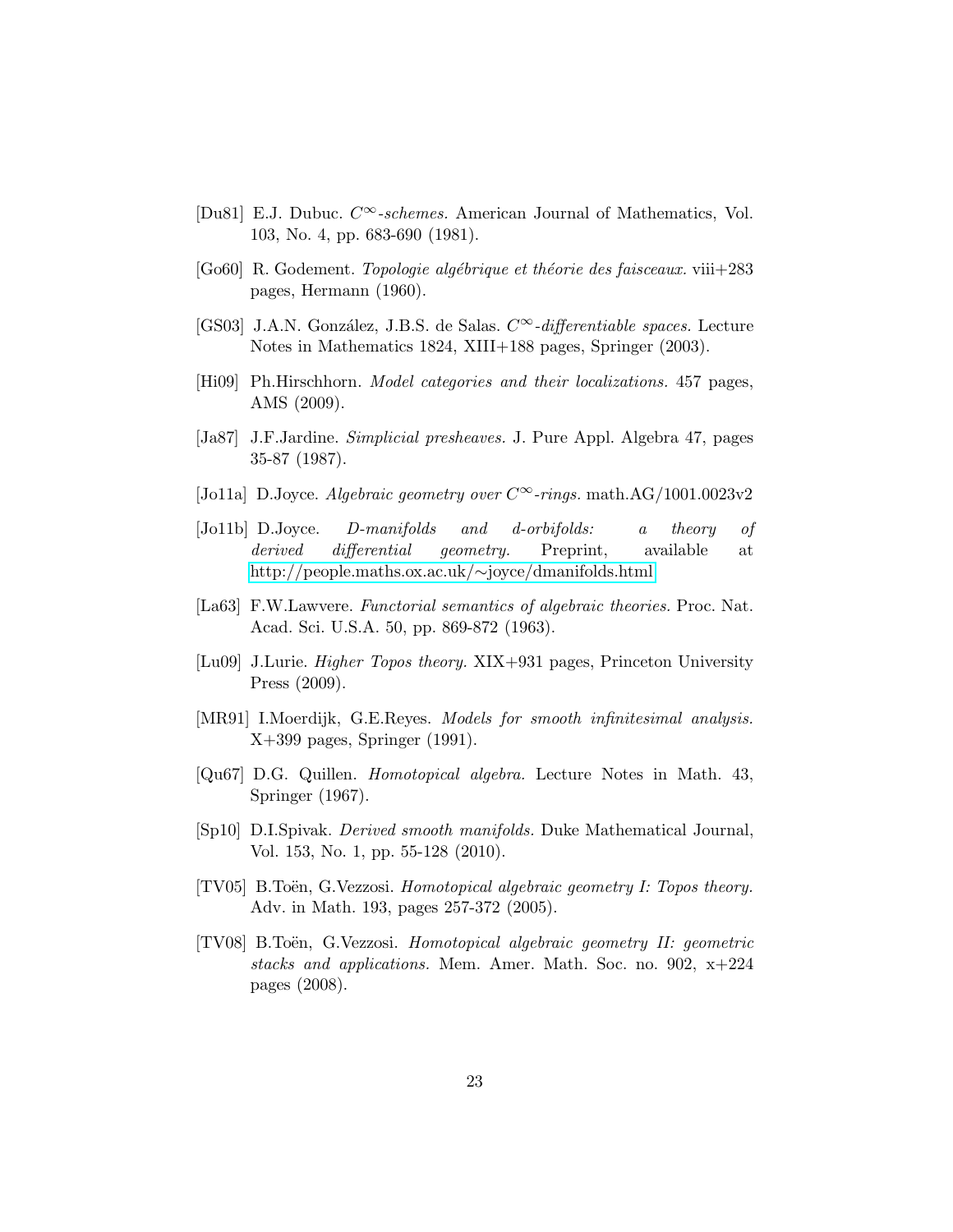[Du81] E.J. Dubuc. *$C^\infty$-schemes.* American Journal of Mathematics, Vol. 103, No. 4, pp. 683-690 (1981).

[Go60] R. Godement. *Topologie algébrique et théorie des faisceaux.* viii+283 pages, Hermann (1960).

[GS03] J.A.N. González, J.B.S. de Salas. *$C^\infty$-differentiable spaces.* Lecture Notes in Mathematics 1824, XIII+188 pages, Springer (2003).

[Hi09] Ph.Hirschhorn. *Model categories and their localizations.* 457 pages, AMS (2009).

[Ja87] J.F.Jardine. *Simplicial presheaves.* J. Pure Appl. Algebra 47, pages 35-87 (1987).

[Jo11a] D.Joyce. *Algebraic geometry over $C^\infty$-rings.* math.AG/1001.0023v2

[Jo11b] D.Joyce. *D-manifolds and d-orbifolds: a theory of derived differential geometry.* Preprint, available at http://people.maths.ox.ac.uk/∼joyce/dmanifolds.html

[La63] F.W.Lawvere. *Functorial semantics of algebraic theories.* Proc. Nat. Acad. Sci. U.S.A. 50, pp. 869-872 (1963).

[Lu09] J.Lurie. *Higher Topos theory.* XIX+931 pages, Princeton University Press (2009).

[MR91] I.Moerdijk, G.E.Reyes. *Models for smooth infinitesimal analysis.* X+399 pages, Springer (1991).

[Qu67] D.G. Quillen. *Homotopical algebra.* Lecture Notes in Math. 43, Springer (1967).

[Sp10] D.I.Spivak. *Derived smooth manifolds.* Duke Mathematical Journal, Vol. 153, No. 1, pp. 55-128 (2010).

[TV05] B.Toën, G.Vezzosi. *Homotopical algebraic geometry I: Topos theory.* Adv. in Math. 193, pages 257-372 (2005).

[TV08] B.Toën, G.Vezzosi. *Homotopical algebraic geometry II: geometric stacks and applications.* Mem. Amer. Math. Soc. no. 902, x+224 pages (2008).